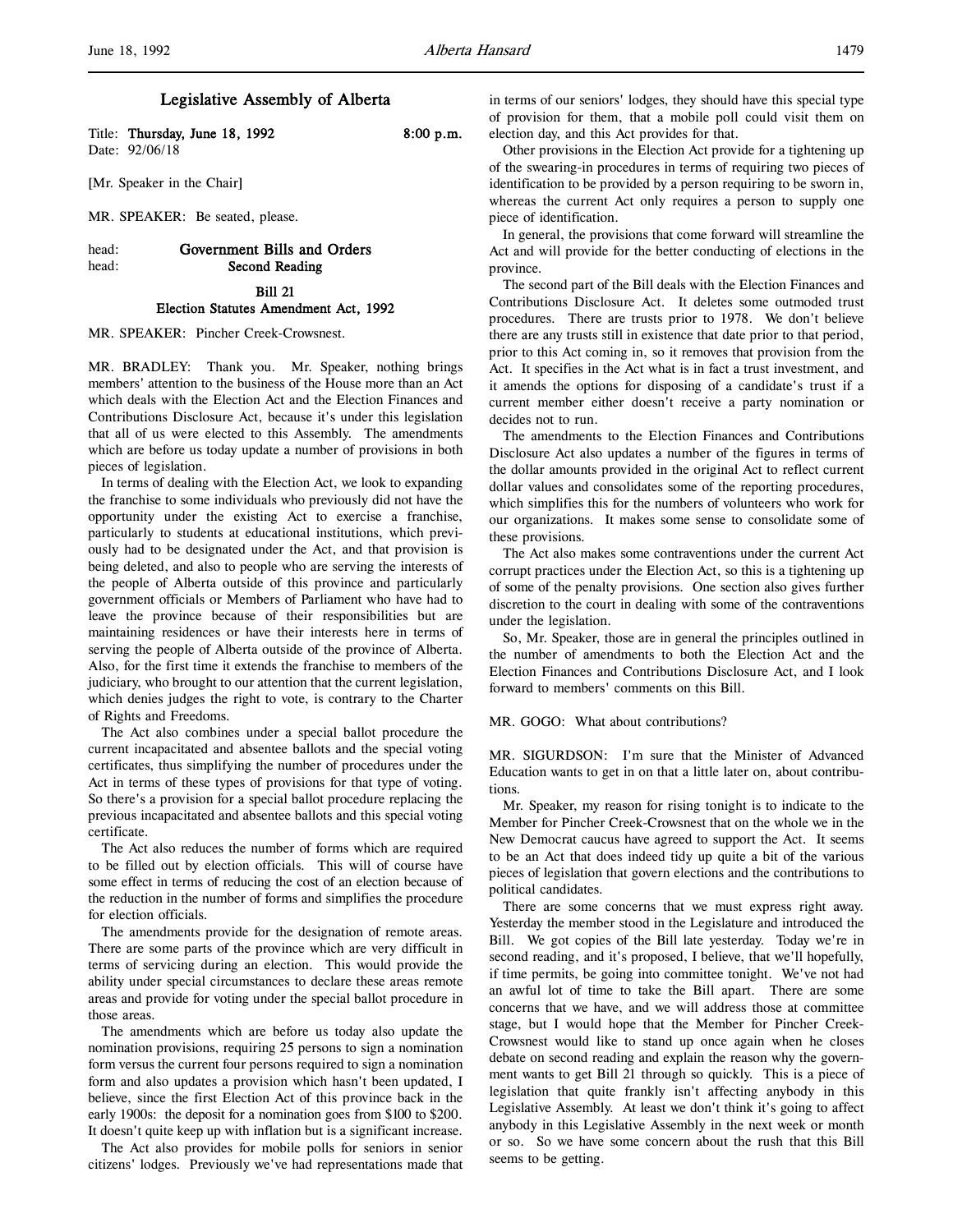# Legislative Assembly of Alberta

Title: **Thursday, June 18, 1992** 8:00 p.m.
Date: 92/06/18

[Mr. Speaker in the Chair]

MR. SPEAKER: Be seated, please.

head: **Government Bills and Orders**
head: **Second Reading**

## Bill 21
## Election Statutes Amendment Act, 1992

MR. SPEAKER: Pincher Creek-Crowsnest.

MR. BRADLEY: Thank you. Mr. Speaker, nothing brings members' attention to the business of the House more than an Act which deals with the Election Act and the Election Finances and Contributions Disclosure Act, because it's under this legislation that all of us were elected to this Assembly. The amendments which are before us today update a number of provisions in both pieces of legislation.

In terms of dealing with the Election Act, we look to expanding the franchise to some individuals who previously did not have the opportunity under the existing Act to exercise a franchise, particularly to students at educational institutions, which previously had to be designated under the Act, and that provision is being deleted, and also to people who are serving the interests of the people of Alberta outside of this province and particularly government officials or Members of Parliament who have had to leave the province because of their responsibilities but are maintaining residences or have their interests here in terms of serving the people of Alberta outside of the province of Alberta. Also, for the first time it extends the franchise to members of the judiciary, who brought to our attention that the current legislation, which denies judges the right to vote, is contrary to the Charter of Rights and Freedoms.

The Act also combines under a special ballot procedure the current incapacitated and absentee ballots and the special voting certificates, thus simplifying the number of procedures under the Act in terms of these types of provisions for that type of voting. So there's a provision for a special ballot procedure replacing the previous incapacitated and absentee ballots and this special voting certificate.

The Act also reduces the number of forms which are required to be filled out by election officials. This will of course have some effect in terms of reducing the cost of an election because of the reduction in the number of forms and simplifies the procedure for election officials.

The amendments provide for the designation of remote areas. There are some parts of the province which are very difficult in terms of servicing during an election. This would provide the ability under special circumstances to declare these areas remote areas and provide for voting under the special ballot procedure in those areas.

The amendments which are before us today also update the nomination provisions, requiring 25 persons to sign a nomination form versus the current four persons required to sign a nomination form and also updates a provision which hasn't been updated, I believe, since the first Election Act of this province back in the early 1900s: the deposit for a nomination goes from $100 to $200. It doesn't quite keep up with inflation but is a significant increase.

The Act also provides for mobile polls for seniors in senior citizens' lodges. Previously we've had representations made that in terms of our seniors' lodges, they should have this special type of provision for them, that a mobile poll could visit them on election day, and this Act provides for that.

Other provisions in the Election Act provide for a tightening up of the swearing-in procedures in terms of requiring two pieces of identification to be provided by a person requiring to be sworn in, whereas the current Act only requires a person to supply one piece of identification.

In general, the provisions that come forward will streamline the Act and will provide for the better conducting of elections in the province.

The second part of the Bill deals with the Election Finances and Contributions Disclosure Act. It deletes some outmoded trust procedures. There are trusts prior to 1978. We don't believe there are any trusts still in existence that date prior to that period, prior to this Act coming in, so it removes that provision from the Act. It specifies in the Act what is in fact a trust investment, and it amends the options for disposing of a candidate's trust if a current member either doesn't receive a party nomination or decides not to run.

The amendments to the Election Finances and Contributions Disclosure Act also updates a number of the figures in terms of the dollar amounts provided in the original Act to reflect current dollar values and consolidates some of the reporting procedures, which simplifies this for the numbers of volunteers who work for our organizations. It makes some sense to consolidate some of these provisions.

The Act also makes some contraventions under the current Act corrupt practices under the Election Act, so this is a tightening up of some of the penalty provisions. One section also gives further discretion to the court in dealing with some of the contraventions under the legislation.

So, Mr. Speaker, those are in general the principles outlined in the number of amendments to both the Election Act and the Election Finances and Contributions Disclosure Act, and I look forward to members' comments on this Bill.

MR. GOGO: What about contributions?

MR. SIGURDSON: I'm sure that the Minister of Advanced Education wants to get in on that a little later on, about contributions.

Mr. Speaker, my reason for rising tonight is to indicate to the Member for Pincher Creek-Crowsnest that on the whole we in the New Democrat caucus have agreed to support the Act. It seems to be an Act that does indeed tidy up quite a bit of the various pieces of legislation that govern elections and the contributions to political candidates.

There are some concerns that we must express right away. Yesterday the member stood in the Legislature and introduced the Bill. We got copies of the Bill late yesterday. Today we're in second reading, and it's proposed, I believe, that we'll hopefully, if time permits, be going into committee tonight. We've not had an awful lot of time to take the Bill apart. There are some concerns that we have, and we will address those at committee stage, but I would hope that the Member for Pincher Creek-Crowsnest would like to stand up once again when he closes debate on second reading and explain the reason why the government wants to get Bill 21 through so quickly. This is a piece of legislation that quite frankly isn't affecting anybody in this Legislative Assembly. At least we don't think it's going to affect anybody in this Legislative Assembly in the next week or month or so. So we have some concern about the rush that this Bill seems to be getting.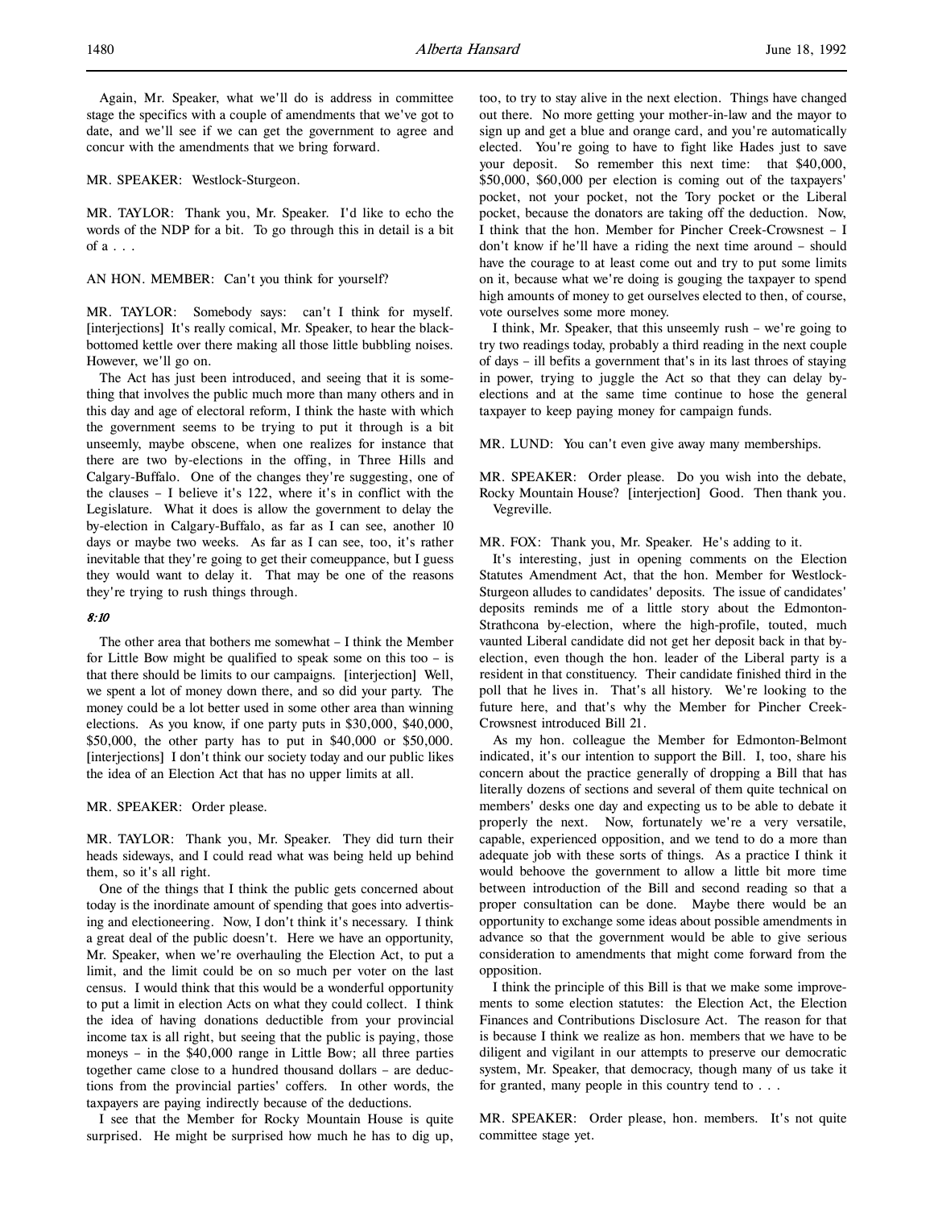Again, Mr. Speaker, what we'll do is address in committee stage the specifics with a couple of amendments that we've got to date, and we'll see if we can get the government to agree and concur with the amendments that we bring forward.

MR. SPEAKER: Westlock-Sturgeon.

MR. TAYLOR: Thank you, Mr. Speaker. I'd like to echo the words of the NDP for a bit. To go through this in detail is a bit of a . . .

AN HON. MEMBER: Can't you think for yourself?

MR. TAYLOR: Somebody says: can't I think for myself. [interjections] It's really comical, Mr. Speaker, to hear the black-bottomed kettle over there making all those little bubbling noises. However, we'll go on.

The Act has just been introduced, and seeing that it is something that involves the public much more than many others and in this day and age of electoral reform, I think the haste with which the government seems to be trying to put it through is a bit unseemly, maybe obscene, when one realizes for instance that there are two by-elections in the offing, in Three Hills and Calgary-Buffalo. One of the changes they're suggesting, one of the clauses – I believe it's 122, where it's in conflict with the Legislature. What it does is allow the government to delay the by-election in Calgary-Buffalo, as far as I can see, another 10 days or maybe two weeks. As far as I can see, too, it's rather inevitable that they're going to get their comeuppance, but I guess they would want to delay it. That may be one of the reasons they're trying to rush things through.

*8:10*

The other area that bothers me somewhat – I think the Member for Little Bow might be qualified to speak some on this too – is that there should be limits to our campaigns. [interjection] Well, we spent a lot of money down there, and so did your party. The money could be a lot better used in some other area than winning elections. As you know, if one party puts in $30,000, $40,000, $50,000, the other party has to put in $40,000 or $50,000. [interjections] I don't think our society today and our public likes the idea of an Election Act that has no upper limits at all.

MR. SPEAKER: Order please.

MR. TAYLOR: Thank you, Mr. Speaker. They did turn their heads sideways, and I could read what was being held up behind them, so it's all right.

One of the things that I think the public gets concerned about today is the inordinate amount of spending that goes into advertising and electioneering. Now, I don't think it's necessary. I think a great deal of the public doesn't. Here we have an opportunity, Mr. Speaker, when we're overhauling the Election Act, to put a limit, and the limit could be on so much per voter on the last census. I would think that this would be a wonderful opportunity to put a limit in election Acts on what they could collect. I think the idea of having donations deductible from your provincial income tax is all right, but seeing that the public is paying, those moneys – in the $40,000 range in Little Bow; all three parties together came close to a hundred thousand dollars – are deductions from the provincial parties' coffers. In other words, the taxpayers are paying indirectly because of the deductions.

I see that the Member for Rocky Mountain House is quite surprised. He might be surprised how much he has to dig up, too, to try to stay alive in the next election. Things have changed out there. No more getting your mother-in-law and the mayor to sign up and get a blue and orange card, and you're automatically elected. You're going to have to fight like Hades just to save your deposit. So remember this next time: that $40,000, $50,000, $60,000 per election is coming out of the taxpayers' pocket, not your pocket, not the Tory pocket or the Liberal pocket, because the donators are taking off the deduction. Now, I think that the hon. Member for Pincher Creek-Crowsnest – I don't know if he'll have a riding the next time around – should have the courage to at least come out and try to put some limits on it, because what we're doing is gouging the taxpayer to spend high amounts of money to get ourselves elected to then, of course, vote ourselves some more money.

I think, Mr. Speaker, that this unseemly rush – we're going to try two readings today, probably a third reading in the next couple of days – ill befits a government that's in its last throes of staying in power, trying to juggle the Act so that they can delay by-elections and at the same time continue to hose the general taxpayer to keep paying money for campaign funds.

MR. LUND: You can't even give away many memberships.

MR. SPEAKER: Order please. Do you wish into the debate, Rocky Mountain House? [interjection] Good. Then thank you. Vegreville.

MR. FOX: Thank you, Mr. Speaker. He's adding to it.

It's interesting, just in opening comments on the Election Statutes Amendment Act, that the hon. Member for Westlock-Sturgeon alludes to candidates' deposits. The issue of candidates' deposits reminds me of a little story about the Edmonton-Strathcona by-election, where the high-profile, touted, much vaunted Liberal candidate did not get her deposit back in that by-election, even though the hon. leader of the Liberal party is a resident in that constituency. Their candidate finished third in the poll that he lives in. That's all history. We're looking to the future here, and that's why the Member for Pincher Creek-Crowsnest introduced Bill 21.

As my hon. colleague the Member for Edmonton-Belmont indicated, it's our intention to support the Bill. I, too, share his concern about the practice generally of dropping a Bill that has literally dozens of sections and several of them quite technical on members' desks one day and expecting us to be able to debate it properly the next. Now, fortunately we're a very versatile, capable, experienced opposition, and we tend to do a more than adequate job with these sorts of things. As a practice I think it would behoove the government to allow a little bit more time between introduction of the Bill and second reading so that a proper consultation can be done. Maybe there would be an opportunity to exchange some ideas about possible amendments in advance so that the government would be able to give serious consideration to amendments that might come forward from the opposition.

I think the principle of this Bill is that we make some improvements to some election statutes: the Election Act, the Election Finances and Contributions Disclosure Act. The reason for that is because I think we realize as hon. members that we have to be diligent and vigilant in our attempts to preserve our democratic system, Mr. Speaker, that democracy, though many of us take it for granted, many people in this country tend to . . .

MR. SPEAKER: Order please, hon. members. It's not quite committee stage yet.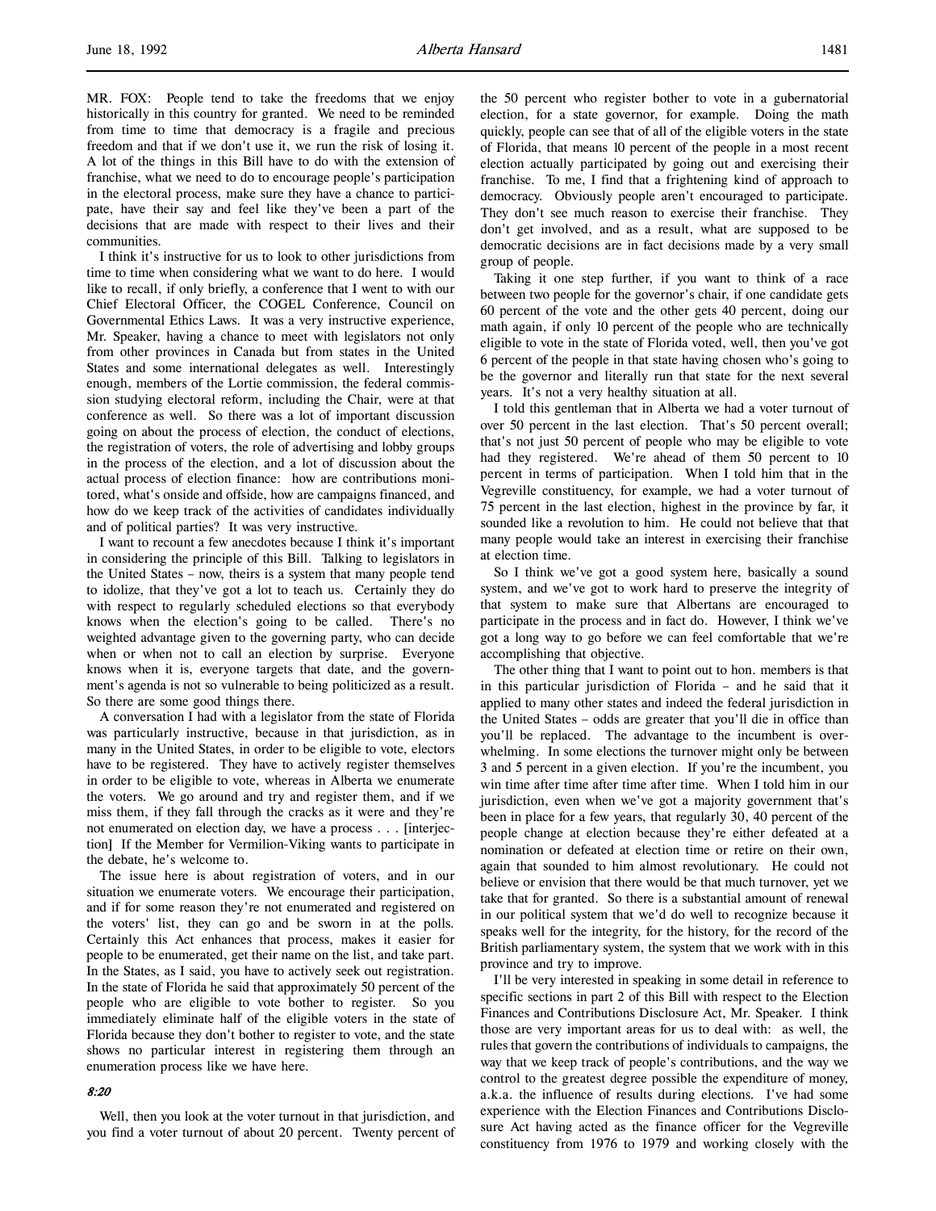MR. FOX: People tend to take the freedoms that we enjoy historically in this country for granted. We need to be reminded from time to time that democracy is a fragile and precious freedom and that if we don't use it, we run the risk of losing it. A lot of the things in this Bill have to do with the extension of franchise, what we need to do to encourage people's participation in the electoral process, make sure they have a chance to participate, have their say and feel like they've been a part of the decisions that are made with respect to their lives and their communities.

I think it's instructive for us to look to other jurisdictions from time to time when considering what we want to do here. I would like to recall, if only briefly, a conference that I went to with our Chief Electoral Officer, the COGEL Conference, Council on Governmental Ethics Laws. It was a very instructive experience, Mr. Speaker, having a chance to meet with legislators not only from other provinces in Canada but from states in the United States and some international delegates as well. Interestingly enough, members of the Lortie commission, the federal commission studying electoral reform, including the Chair, were at that conference as well. So there was a lot of important discussion going on about the process of election, the conduct of elections, the registration of voters, the role of advertising and lobby groups in the process of the election, and a lot of discussion about the actual process of election finance: how are contributions monitored, what's onside and offside, how are campaigns financed, and how do we keep track of the activities of candidates individually and of political parties? It was very instructive.

I want to recount a few anecdotes because I think it's important in considering the principle of this Bill. Talking to legislators in the United States – now, theirs is a system that many people tend to idolize, that they've got a lot to teach us. Certainly they do with respect to regularly scheduled elections so that everybody knows when the election's going to be called. There's no weighted advantage given to the governing party, who can decide when or when not to call an election by surprise. Everyone knows when it is, everyone targets that date, and the government's agenda is not so vulnerable to being politicized as a result. So there are some good things there.

A conversation I had with a legislator from the state of Florida was particularly instructive, because in that jurisdiction, as in many in the United States, in order to be eligible to vote, electors have to be registered. They have to actively register themselves in order to be eligible to vote, whereas in Alberta we enumerate the voters. We go around and try and register them, and if we miss them, if they fall through the cracks as it were and they're not enumerated on election day, we have a process . . . [interjection] If the Member for Vermilion-Viking wants to participate in the debate, he's welcome to.

The issue here is about registration of voters, and in our situation we enumerate voters. We encourage their participation, and if for some reason they're not enumerated and registered on the voters' list, they can go and be sworn in at the polls. Certainly this Act enhances that process, makes it easier for people to be enumerated, get their name on the list, and take part. In the States, as I said, you have to actively seek out registration. In the state of Florida he said that approximately 50 percent of the people who are eligible to vote bother to register. So you immediately eliminate half of the eligible voters in the state of Florida because they don't bother to register to vote, and the state shows no particular interest in registering them through an enumeration process like we have here.

*8:20*

Well, then you look at the voter turnout in that jurisdiction, and you find a voter turnout of about 20 percent. Twenty percent of the 50 percent who register bother to vote in a gubernatorial election, for a state governor, for example. Doing the math quickly, people can see that of all of the eligible voters in the state of Florida, that means 10 percent of the people in a most recent election actually participated by going out and exercising their franchise. To me, I find that a frightening kind of approach to democracy. Obviously people aren't encouraged to participate. They don't see much reason to exercise their franchise. They don't get involved, and as a result, what are supposed to be democratic decisions are in fact decisions made by a very small group of people.

Taking it one step further, if you want to think of a race between two people for the governor's chair, if one candidate gets 60 percent of the vote and the other gets 40 percent, doing our math again, if only 10 percent of the people who are technically eligible to vote in the state of Florida voted, well, then you've got 6 percent of the people in that state having chosen who's going to be the governor and literally run that state for the next several years. It's not a very healthy situation at all.

I told this gentleman that in Alberta we had a voter turnout of over 50 percent in the last election. That's 50 percent overall; that's not just 50 percent of people who may be eligible to vote had they registered. We're ahead of them 50 percent to 10 percent in terms of participation. When I told him that in the Vegreville constituency, for example, we had a voter turnout of 75 percent in the last election, highest in the province by far, it sounded like a revolution to him. He could not believe that that many people would take an interest in exercising their franchise at election time.

So I think we've got a good system here, basically a sound system, and we've got to work hard to preserve the integrity of that system to make sure that Albertans are encouraged to participate in the process and in fact do. However, I think we've got a long way to go before we can feel comfortable that we're accomplishing that objective.

The other thing that I want to point out to hon. members is that in this particular jurisdiction of Florida – and he said that it applied to many other states and indeed the federal jurisdiction in the United States – odds are greater that you'll die in office than you'll be replaced. The advantage to the incumbent is overwhelming. In some elections the turnover might only be between 3 and 5 percent in a given election. If you're the incumbent, you win time after time after time after time. When I told him in our jurisdiction, even when we've got a majority government that's been in place for a few years, that regularly 30, 40 percent of the people change at election because they're either defeated at a nomination or defeated at election time or retire on their own, again that sounded to him almost revolutionary. He could not believe or envision that there would be that much turnover, yet we take that for granted. So there is a substantial amount of renewal in our political system that we'd do well to recognize because it speaks well for the integrity, for the history, for the record of the British parliamentary system, the system that we work with in this province and try to improve.

I'll be very interested in speaking in some detail in reference to specific sections in part 2 of this Bill with respect to the Election Finances and Contributions Disclosure Act, Mr. Speaker. I think those are very important areas for us to deal with: as well, the rules that govern the contributions of individuals to campaigns, the way that we keep track of people's contributions, and the way we control to the greatest degree possible the expenditure of money, a.k.a. the influence of results during elections. I've had some experience with the Election Finances and Contributions Disclosure Act having acted as the finance officer for the Vegreville constituency from 1976 to 1979 and working closely with the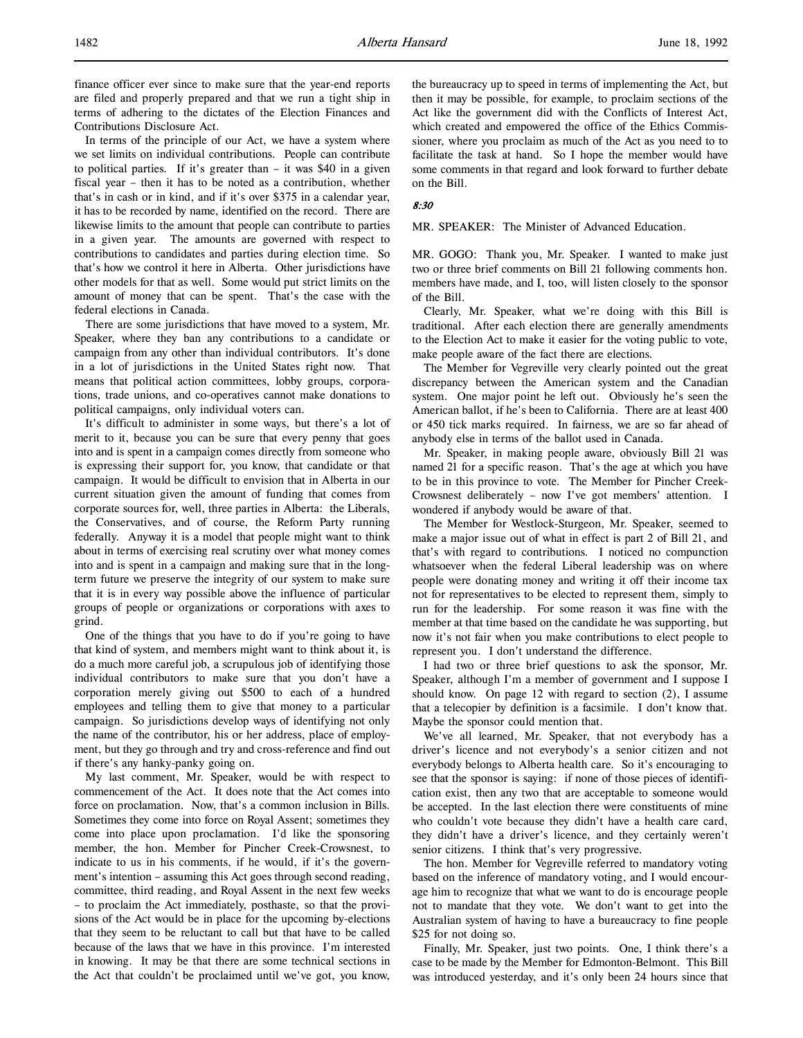finance officer ever since to make sure that the year-end reports are filed and properly prepared and that we run a tight ship in terms of adhering to the dictates of the Election Finances and Contributions Disclosure Act.

In terms of the principle of our Act, we have a system where we set limits on individual contributions. People can contribute to political parties. If it's greater than – it was $40 in a given fiscal year – then it has to be noted as a contribution, whether that's in cash or in kind, and if it's over $375 in a calendar year, it has to be recorded by name, identified on the record. There are likewise limits to the amount that people can contribute to parties in a given year. The amounts are governed with respect to contributions to candidates and parties during election time. So that's how we control it here in Alberta. Other jurisdictions have other models for that as well. Some would put strict limits on the amount of money that can be spent. That's the case with the federal elections in Canada.

There are some jurisdictions that have moved to a system, Mr. Speaker, where they ban any contributions to a candidate or campaign from any other than individual contributors. It's done in a lot of jurisdictions in the United States right now. That means that political action committees, lobby groups, corporations, trade unions, and co-operatives cannot make donations to political campaigns, only individual voters can.

It's difficult to administer in some ways, but there's a lot of merit to it, because you can be sure that every penny that goes into and is spent in a campaign comes directly from someone who is expressing their support for, you know, that candidate or that campaign. It would be difficult to envision that in Alberta in our current situation given the amount of funding that comes from corporate sources for, well, three parties in Alberta: the Liberals, the Conservatives, and of course, the Reform Party running federally. Anyway it is a model that people might want to think about in terms of exercising real scrutiny over what money comes into and is spent in a campaign and making sure that in the long-term future we preserve the integrity of our system to make sure that it is in every way possible above the influence of particular groups of people or organizations or corporations with axes to grind.

One of the things that you have to do if you're going to have that kind of system, and members might want to think about it, is do a much more careful job, a scrupulous job of identifying those individual contributors to make sure that you don't have a corporation merely giving out $500 to each of a hundred employees and telling them to give that money to a particular campaign. So jurisdictions develop ways of identifying not only the name of the contributor, his or her address, place of employment, but they go through and try and cross-reference and find out if there's any hanky-panky going on.

My last comment, Mr. Speaker, would be with respect to commencement of the Act. It does note that the Act comes into force on proclamation. Now, that's a common inclusion in Bills. Sometimes they come into force on Royal Assent; sometimes they come into place upon proclamation. I'd like the sponsoring member, the hon. Member for Pincher Creek-Crowsnest, to indicate to us in his comments, if he would, if it's the government's intention – assuming this Act goes through second reading, committee, third reading, and Royal Assent in the next few weeks – to proclaim the Act immediately, posthaste, so that the provisions of the Act would be in place for the upcoming by-elections that they seem to be reluctant to call but that have to be called because of the laws that we have in this province. I'm interested in knowing. It may be that there are some technical sections in the Act that couldn't be proclaimed until we've got, you know, the bureaucracy up to speed in terms of implementing the Act, but then it may be possible, for example, to proclaim sections of the Act like the government did with the Conflicts of Interest Act, which created and empowered the office of the Ethics Commissioner, where you proclaim as much of the Act as you need to to facilitate the task at hand. So I hope the member would have some comments in that regard and look forward to further debate on the Bill.

*8:30*

MR. SPEAKER: The Minister of Advanced Education.

MR. GOGO: Thank you, Mr. Speaker. I wanted to make just two or three brief comments on Bill 21 following comments hon. members have made, and I, too, will listen closely to the sponsor of the Bill.

Clearly, Mr. Speaker, what we're doing with this Bill is traditional. After each election there are generally amendments to the Election Act to make it easier for the voting public to vote, make people aware of the fact there are elections.

The Member for Vegreville very clearly pointed out the great discrepancy between the American system and the Canadian system. One major point he left out. Obviously he's seen the American ballot, if he's been to California. There are at least 400 or 450 tick marks required. In fairness, we are so far ahead of anybody else in terms of the ballot used in Canada.

Mr. Speaker, in making people aware, obviously Bill 21 was named 21 for a specific reason. That's the age at which you have to be in this province to vote. The Member for Pincher Creek-Crowsnest deliberately – now I've got members' attention. I wondered if anybody would be aware of that.

The Member for Westlock-Sturgeon, Mr. Speaker, seemed to make a major issue out of what in effect is part 2 of Bill 21, and that's with regard to contributions. I noticed no compunction whatsoever when the federal Liberal leadership was on where people were donating money and writing it off their income tax not for representatives to be elected to represent them, simply to run for the leadership. For some reason it was fine with the member at that time based on the candidate he was supporting, but now it's not fair when you make contributions to elect people to represent you. I don't understand the difference.

I had two or three brief questions to ask the sponsor, Mr. Speaker, although I'm a member of government and I suppose I should know. On page 12 with regard to section (2), I assume that a telecopier by definition is a facsimile. I don't know that. Maybe the sponsor could mention that.

We've all learned, Mr. Speaker, that not everybody has a driver's licence and not everybody's a senior citizen and not everybody belongs to Alberta health care. So it's encouraging to see that the sponsor is saying: if none of those pieces of identification exist, then any two that are acceptable to someone would be accepted. In the last election there were constituents of mine who couldn't vote because they didn't have a health care card, they didn't have a driver's licence, and they certainly weren't senior citizens. I think that's very progressive.

The hon. Member for Vegreville referred to mandatory voting based on the inference of mandatory voting, and I would encourage him to recognize that what we want to do is encourage people not to mandate that they vote. We don't want to get into the Australian system of having to have a bureaucracy to fine people $25 for not doing so.

Finally, Mr. Speaker, just two points. One, I think there's a case to be made by the Member for Edmonton-Belmont. This Bill was introduced yesterday, and it's only been 24 hours since that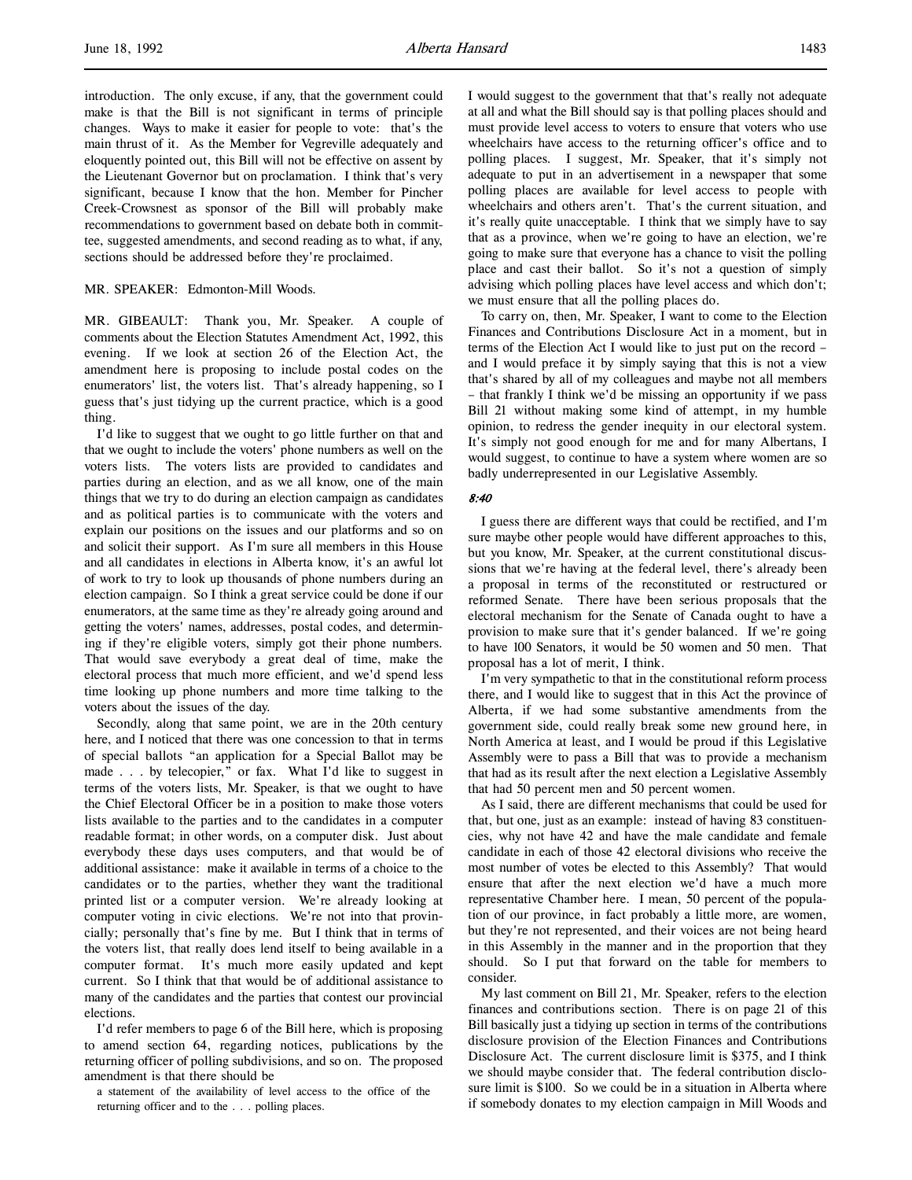introduction. The only excuse, if any, that the government could make is that the Bill is not significant in terms of principle changes. Ways to make it easier for people to vote: that's the main thrust of it. As the Member for Vegreville adequately and eloquently pointed out, this Bill will not be effective on assent by the Lieutenant Governor but on proclamation. I think that's very significant, because I know that the hon. Member for Pincher Creek-Crowsnest as sponsor of the Bill will probably make recommendations to government based on debate both in committee, suggested amendments, and second reading as to what, if any, sections should be addressed before they're proclaimed.

MR. SPEAKER: Edmonton-Mill Woods.

MR. GIBEAULT: Thank you, Mr. Speaker. A couple of comments about the Election Statutes Amendment Act, 1992, this evening. If we look at section 26 of the Election Act, the amendment here is proposing to include postal codes on the enumerators' list, the voters list. That's already happening, so I guess that's just tidying up the current practice, which is a good thing.

I'd like to suggest that we ought to go little further on that and that we ought to include the voters' phone numbers as well on the voters lists. The voters lists are provided to candidates and parties during an election, and as we all know, one of the main things that we try to do during an election campaign as candidates and as political parties is to communicate with the voters and explain our positions on the issues and our platforms and so on and solicit their support. As I'm sure all members in this House and all candidates in elections in Alberta know, it's an awful lot of work to try to look up thousands of phone numbers during an election campaign. So I think a great service could be done if our enumerators, at the same time as they're already going around and getting the voters' names, addresses, postal codes, and determining if they're eligible voters, simply got their phone numbers. That would save everybody a great deal of time, make the electoral process that much more efficient, and we'd spend less time looking up phone numbers and more time talking to the voters about the issues of the day.

Secondly, along that same point, we are in the 20th century here, and I noticed that there was one concession to that in terms of special ballots "an application for a Special Ballot may be made . . . by telecopier," or fax. What I'd like to suggest in terms of the voters lists, Mr. Speaker, is that we ought to have the Chief Electoral Officer be in a position to make those voters lists available to the parties and to the candidates in a computer readable format; in other words, on a computer disk. Just about everybody these days uses computers, and that would be of additional assistance: make it available in terms of a choice to the candidates or to the parties, whether they want the traditional printed list or a computer version. We're already looking at computer voting in civic elections. We're not into that provincially; personally that's fine by me. But I think that in terms of the voters list, that really does lend itself to being available in a computer format. It's much more easily updated and kept current. So I think that that would be of additional assistance to many of the candidates and the parties that contest our provincial elections.

I'd refer members to page 6 of the Bill here, which is proposing to amend section 64, regarding notices, publications by the returning officer of polling subdivisions, and so on. The proposed amendment is that there should be

> a statement of the availability of level access to the office of the returning officer and to the . . . polling places.

I would suggest to the government that that's really not adequate at all and what the Bill should say is that polling places should and must provide level access to voters to ensure that voters who use wheelchairs have access to the returning officer's office and to polling places. I suggest, Mr. Speaker, that it's simply not adequate to put in an advertisement in a newspaper that some polling places are available for level access to people with wheelchairs and others aren't. That's the current situation, and it's really quite unacceptable. I think that we simply have to say that as a province, when we're going to have an election, we're going to make sure that everyone has a chance to visit the polling place and cast their ballot. So it's not a question of simply advising which polling places have level access and which don't; we must ensure that all the polling places do.

To carry on, then, Mr. Speaker, I want to come to the Election Finances and Contributions Disclosure Act in a moment, but in terms of the Election Act I would like to just put on the record – and I would preface it by simply saying that this is not a view that's shared by all of my colleagues and maybe not all members – that frankly I think we'd be missing an opportunity if we pass Bill 21 without making some kind of attempt, in my humble opinion, to redress the gender inequity in our electoral system. It's simply not good enough for me and for many Albertans, I would suggest, to continue to have a system where women are so badly underrepresented in our Legislative Assembly.

*8:40*

I guess there are different ways that could be rectified, and I'm sure maybe other people would have different approaches to this, but you know, Mr. Speaker, at the current constitutional discussions that we're having at the federal level, there's already been a proposal in terms of the reconstituted or restructured or reformed Senate. There have been serious proposals that the electoral mechanism for the Senate of Canada ought to have a provision to make sure that it's gender balanced. If we're going to have 100 Senators, it would be 50 women and 50 men. That proposal has a lot of merit, I think.

I'm very sympathetic to that in the constitutional reform process there, and I would like to suggest that in this Act the province of Alberta, if we had some substantive amendments from the government side, could really break some new ground here, in North America at least, and I would be proud if this Legislative Assembly were to pass a Bill that was to provide a mechanism that had as its result after the next election a Legislative Assembly that had 50 percent men and 50 percent women.

As I said, there are different mechanisms that could be used for that, but one, just as an example: instead of having 83 constituencies, why not have 42 and have the male candidate and female candidate in each of those 42 electoral divisions who receive the most number of votes be elected to this Assembly? That would ensure that after the next election we'd have a much more representative Chamber here. I mean, 50 percent of the population of our province, in fact probably a little more, are women, but they're not represented, and their voices are not being heard in this Assembly in the manner and in the proportion that they should. So I put that forward on the table for members to consider.

My last comment on Bill 21, Mr. Speaker, refers to the election finances and contributions section. There is on page 21 of this Bill basically just a tidying up section in terms of the contributions disclosure provision of the Election Finances and Contributions Disclosure Act. The current disclosure limit is $375, and I think we should maybe consider that. The federal contribution disclosure limit is $100. So we could be in a situation in Alberta where if somebody donates to my election campaign in Mill Woods and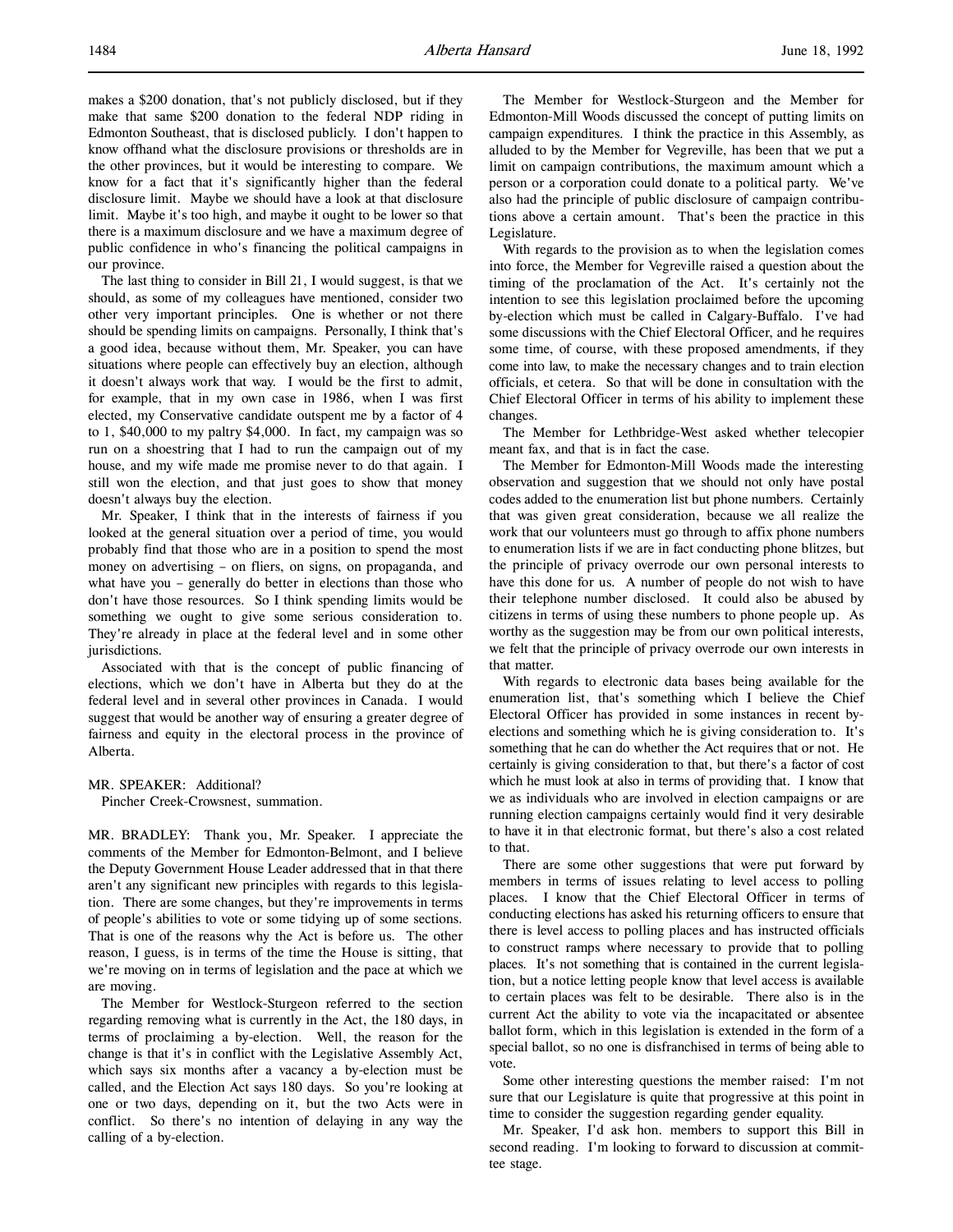makes a $200 donation, that's not publicly disclosed, but if they make that same $200 donation to the federal NDP riding in Edmonton Southeast, that is disclosed publicly. I don't happen to know offhand what the disclosure provisions or thresholds are in the other provinces, but it would be interesting to compare. We know for a fact that it's significantly higher than the federal disclosure limit. Maybe we should have a look at that disclosure limit. Maybe it's too high, and maybe it ought to be lower so that there is a maximum disclosure and we have a maximum degree of public confidence in who's financing the political campaigns in our province.

The last thing to consider in Bill 21, I would suggest, is that we should, as some of my colleagues have mentioned, consider two other very important principles. One is whether or not there should be spending limits on campaigns. Personally, I think that's a good idea, because without them, Mr. Speaker, you can have situations where people can effectively buy an election, although it doesn't always work that way. I would be the first to admit, for example, that in my own case in 1986, when I was first elected, my Conservative candidate outspent me by a factor of 4 to 1, $40,000 to my paltry $4,000. In fact, my campaign was so run on a shoestring that I had to run the campaign out of my house, and my wife made me promise never to do that again. I still won the election, and that just goes to show that money doesn't always buy the election.

Mr. Speaker, I think that in the interests of fairness if you looked at the general situation over a period of time, you would probably find that those who are in a position to spend the most money on advertising – on fliers, on signs, on propaganda, and what have you – generally do better in elections than those who don't have those resources. So I think spending limits would be something we ought to give some serious consideration to. They're already in place at the federal level and in some other jurisdictions.

Associated with that is the concept of public financing of elections, which we don't have in Alberta but they do at the federal level and in several other provinces in Canada. I would suggest that would be another way of ensuring a greater degree of fairness and equity in the electoral process in the province of Alberta.

MR. SPEAKER: Additional?

Pincher Creek-Crowsnest, summation.

MR. BRADLEY: Thank you, Mr. Speaker. I appreciate the comments of the Member for Edmonton-Belmont, and I believe the Deputy Government House Leader addressed that in that there aren't any significant new principles with regards to this legislation. There are some changes, but they're improvements in terms of people's abilities to vote or some tidying up of some sections. That is one of the reasons why the Act is before us. The other reason, I guess, is in terms of the time the House is sitting, that we're moving on in terms of legislation and the pace at which we are moving.

The Member for Westlock-Sturgeon referred to the section regarding removing what is currently in the Act, the 180 days, in terms of proclaiming a by-election. Well, the reason for the change is that it's in conflict with the Legislative Assembly Act, which says six months after a vacancy a by-election must be called, and the Election Act says 180 days. So you're looking at one or two days, depending on it, but the two Acts were in conflict. So there's no intention of delaying in any way the calling of a by-election.

The Member for Westlock-Sturgeon and the Member for Edmonton-Mill Woods discussed the concept of putting limits on campaign expenditures. I think the practice in this Assembly, as alluded to by the Member for Vegreville, has been that we put a limit on campaign contributions, the maximum amount which a person or a corporation could donate to a political party. We've also had the principle of public disclosure of campaign contributions above a certain amount. That's been the practice in this Legislature.

With regards to the provision as to when the legislation comes into force, the Member for Vegreville raised a question about the timing of the proclamation of the Act. It's certainly not the intention to see this legislation proclaimed before the upcoming by-election which must be called in Calgary-Buffalo. I've had some discussions with the Chief Electoral Officer, and he requires some time, of course, with these proposed amendments, if they come into law, to make the necessary changes and to train election officials, et cetera. So that will be done in consultation with the Chief Electoral Officer in terms of his ability to implement these changes.

The Member for Lethbridge-West asked whether telecopier meant fax, and that is in fact the case.

The Member for Edmonton-Mill Woods made the interesting observation and suggestion that we should not only have postal codes added to the enumeration list but phone numbers. Certainly that was given great consideration, because we all realize the work that our volunteers must go through to affix phone numbers to enumeration lists if we are in fact conducting phone blitzes, but the principle of privacy overrode our own personal interests to have this done for us. A number of people do not wish to have their telephone number disclosed. It could also be abused by citizens in terms of using these numbers to phone people up. As worthy as the suggestion may be from our own political interests, we felt that the principle of privacy overrode our own interests in that matter.

With regards to electronic data bases being available for the enumeration list, that's something which I believe the Chief Electoral Officer has provided in some instances in recent by-elections and something which he is giving consideration to. It's something that he can do whether the Act requires that or not. He certainly is giving consideration to that, but there's a factor of cost which he must look at also in terms of providing that. I know that we as individuals who are involved in election campaigns or are running election campaigns certainly would find it very desirable to have it in that electronic format, but there's also a cost related to that.

There are some other suggestions that were put forward by members in terms of issues relating to level access to polling places. I know that the Chief Electoral Officer in terms of conducting elections has asked his returning officers to ensure that there is level access to polling places and has instructed officials to construct ramps where necessary to provide that to polling places. It's not something that is contained in the current legislation, but a notice letting people know that level access is available to certain places was felt to be desirable. There also is in the current Act the ability to vote via the incapacitated or absentee ballot form, which in this legislation is extended in the form of a special ballot, so no one is disfranchised in terms of being able to vote.

Some other interesting questions the member raised: I'm not sure that our Legislature is quite that progressive at this point in time to consider the suggestion regarding gender equality.

Mr. Speaker, I'd ask hon. members to support this Bill in second reading. I'm looking to forward to discussion at committee stage.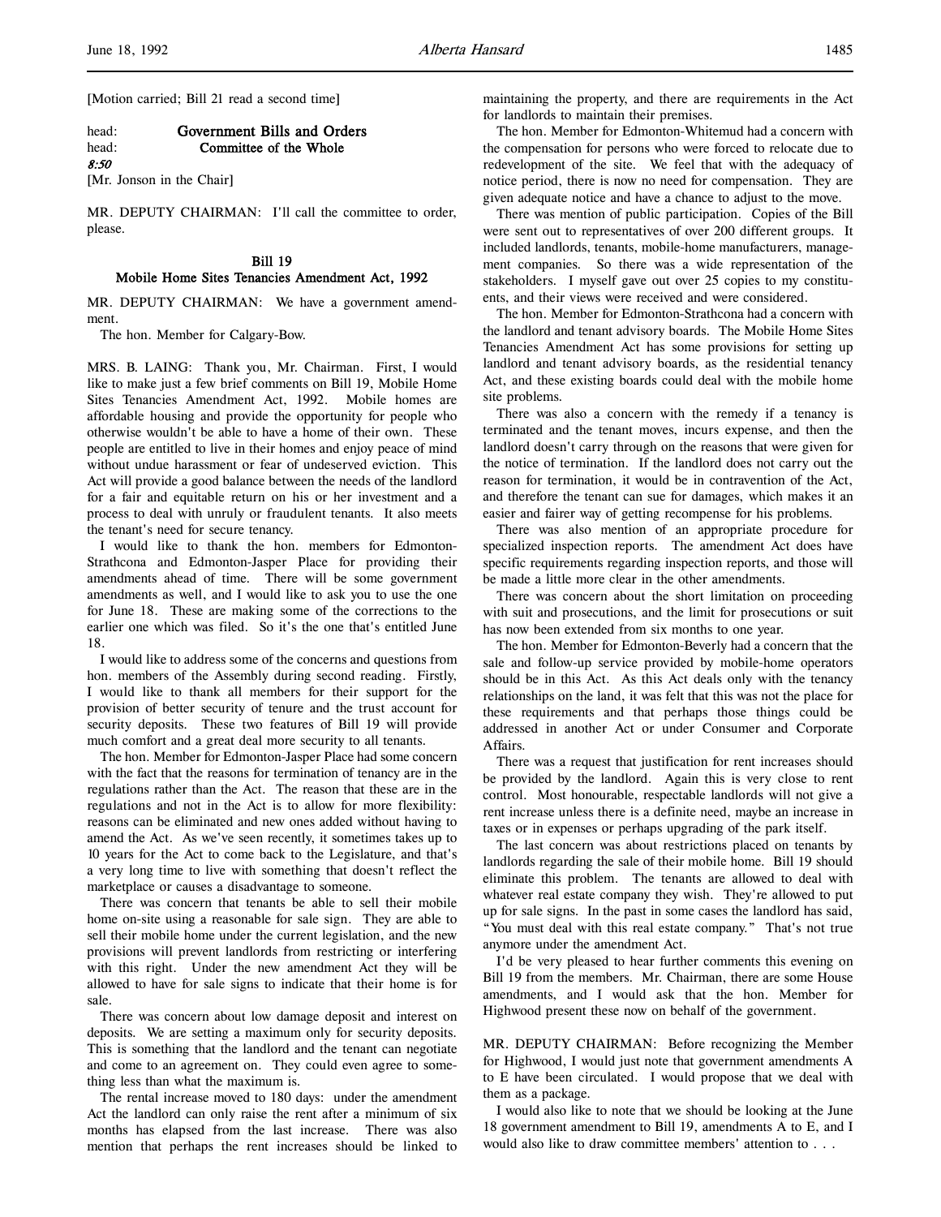[Motion carried; Bill 21 read a second time]

head: **Government Bills and Orders**
head: **Committee of the Whole**
***8:50***
[Mr. Jonson in the Chair]

MR. DEPUTY CHAIRMAN: I'll call the committee to order, please.

**Bill 19**
**Mobile Home Sites Tenancies Amendment Act, 1992**

MR. DEPUTY CHAIRMAN: We have a government amendment.

The hon. Member for Calgary-Bow.

MRS. B. LAING: Thank you, Mr. Chairman. First, I would like to make just a few brief comments on Bill 19, Mobile Home Sites Tenancies Amendment Act, 1992. Mobile homes are affordable housing and provide the opportunity for people who otherwise wouldn't be able to have a home of their own. These people are entitled to live in their homes and enjoy peace of mind without undue harassment or fear of undeserved eviction. This Act will provide a good balance between the needs of the landlord for a fair and equitable return on his or her investment and a process to deal with unruly or fraudulent tenants. It also meets the tenant's need for secure tenancy.

I would like to thank the hon. members for Edmonton-Strathcona and Edmonton-Jasper Place for providing their amendments ahead of time. There will be some government amendments as well, and I would like to ask you to use the one for June 18. These are making some of the corrections to the earlier one which was filed. So it's the one that's entitled June 18.

I would like to address some of the concerns and questions from hon. members of the Assembly during second reading. Firstly, I would like to thank all members for their support for the provision of better security of tenure and the trust account for security deposits. These two features of Bill 19 will provide much comfort and a great deal more security to all tenants.

The hon. Member for Edmonton-Jasper Place had some concern with the fact that the reasons for termination of tenancy are in the regulations rather than the Act. The reason that these are in the regulations and not in the Act is to allow for more flexibility: reasons can be eliminated and new ones added without having to amend the Act. As we've seen recently, it sometimes takes up to 10 years for the Act to come back to the Legislature, and that's a very long time to live with something that doesn't reflect the marketplace or causes a disadvantage to someone.

There was concern that tenants be able to sell their mobile home on-site using a reasonable for sale sign. They are able to sell their mobile home under the current legislation, and the new provisions will prevent landlords from restricting or interfering with this right. Under the new amendment Act they will be allowed to have for sale signs to indicate that their home is for sale.

There was concern about low damage deposit and interest on deposits. We are setting a maximum only for security deposits. This is something that the landlord and the tenant can negotiate and come to an agreement on. They could even agree to something less than what the maximum is.

The rental increase moved to 180 days: under the amendment Act the landlord can only raise the rent after a minimum of six months has elapsed from the last increase. There was also mention that perhaps the rent increases should be linked to maintaining the property, and there are requirements in the Act for landlords to maintain their premises.

The hon. Member for Edmonton-Whitemud had a concern with the compensation for persons who were forced to relocate due to redevelopment of the site. We feel that with the adequacy of notice period, there is now no need for compensation. They are given adequate notice and have a chance to adjust to the move.

There was mention of public participation. Copies of the Bill were sent out to representatives of over 200 different groups. It included landlords, tenants, mobile-home manufacturers, management companies. So there was a wide representation of the stakeholders. I myself gave out over 25 copies to my constituents, and their views were received and were considered.

The hon. Member for Edmonton-Strathcona had a concern with the landlord and tenant advisory boards. The Mobile Home Sites Tenancies Amendment Act has some provisions for setting up landlord and tenant advisory boards, as the residential tenancy Act, and these existing boards could deal with the mobile home site problems.

There was also a concern with the remedy if a tenancy is terminated and the tenant moves, incurs expense, and then the landlord doesn't carry through on the reasons that were given for the notice of termination. If the landlord does not carry out the reason for termination, it would be in contravention of the Act, and therefore the tenant can sue for damages, which makes it an easier and fairer way of getting recompense for his problems.

There was also mention of an appropriate procedure for specialized inspection reports. The amendment Act does have specific requirements regarding inspection reports, and those will be made a little more clear in the other amendments.

There was concern about the short limitation on proceeding with suit and prosecutions, and the limit for prosecutions or suit has now been extended from six months to one year.

The hon. Member for Edmonton-Beverly had a concern that the sale and follow-up service provided by mobile-home operators should be in this Act. As this Act deals only with the tenancy relationships on the land, it was felt that this was not the place for these requirements and that perhaps those things could be addressed in another Act or under Consumer and Corporate Affairs.

There was a request that justification for rent increases should be provided by the landlord. Again this is very close to rent control. Most honourable, respectable landlords will not give a rent increase unless there is a definite need, maybe an increase in taxes or in expenses or perhaps upgrading of the park itself.

The last concern was about restrictions placed on tenants by landlords regarding the sale of their mobile home. Bill 19 should eliminate this problem. The tenants are allowed to deal with whatever real estate company they wish. They're allowed to put up for sale signs. In the past in some cases the landlord has said, "You must deal with this real estate company." That's not true anymore under the amendment Act.

I'd be very pleased to hear further comments this evening on Bill 19 from the members. Mr. Chairman, there are some House amendments, and I would ask that the hon. Member for Highwood present these now on behalf of the government.

MR. DEPUTY CHAIRMAN: Before recognizing the Member for Highwood, I would just note that government amendments A to E have been circulated. I would propose that we deal with them as a package.

I would also like to note that we should be looking at the June 18 government amendment to Bill 19, amendments A to E, and I would also like to draw committee members' attention to . . .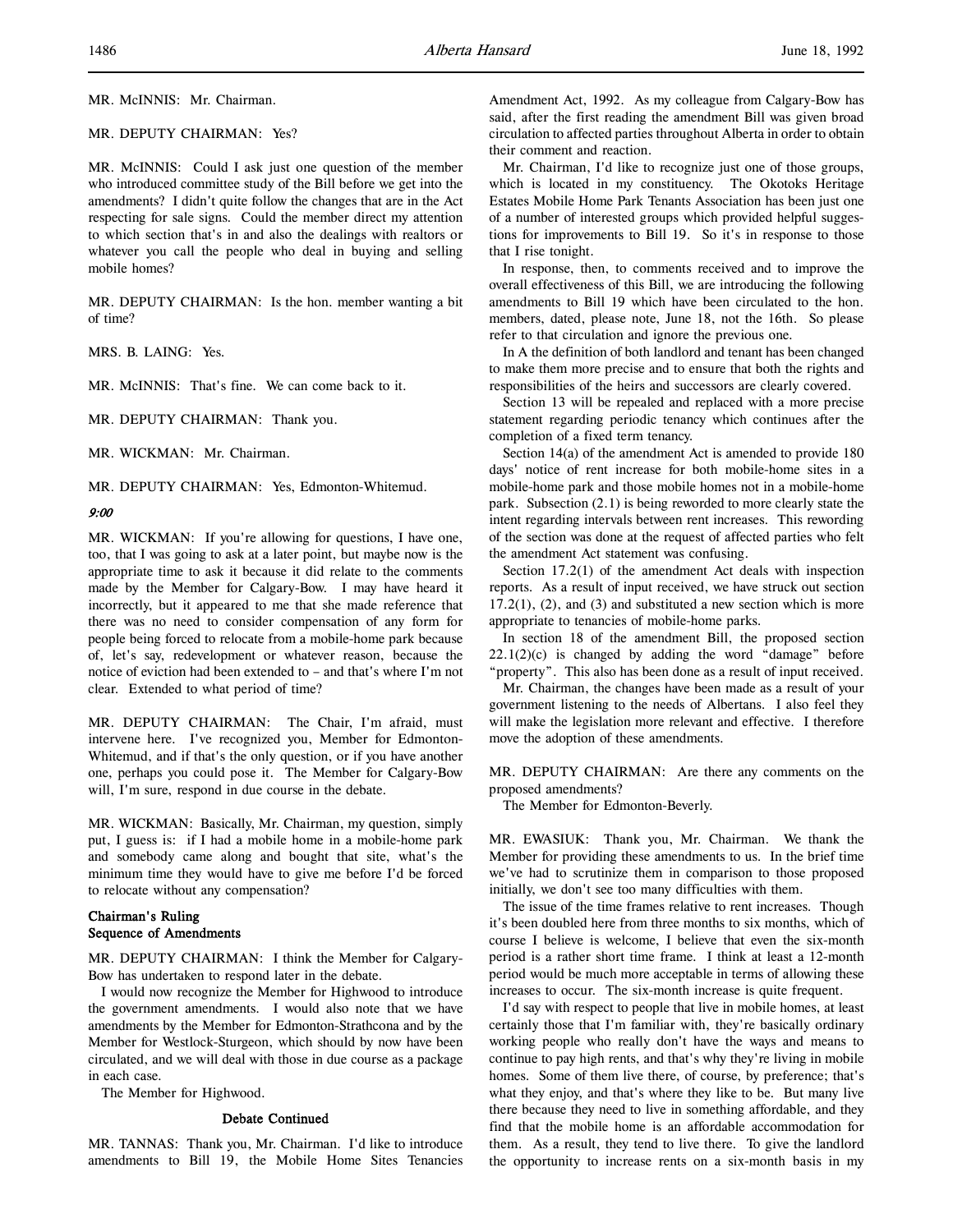MR. McINNIS: Mr. Chairman.

MR. DEPUTY CHAIRMAN: Yes?

MR. McINNIS: Could I ask just one question of the member who introduced committee study of the Bill before we get into the amendments? I didn't quite follow the changes that are in the Act respecting for sale signs. Could the member direct my attention to which section that's in and also the dealings with realtors or whatever you call the people who deal in buying and selling mobile homes?

MR. DEPUTY CHAIRMAN: Is the hon. member wanting a bit of time?

MRS. B. LAING: Yes.

MR. McINNIS: That's fine. We can come back to it.

MR. DEPUTY CHAIRMAN: Thank you.

MR. WICKMAN: Mr. Chairman.

MR. DEPUTY CHAIRMAN: Yes, Edmonton-Whitemud.

*9:00*

MR. WICKMAN: If you're allowing for questions, I have one, too, that I was going to ask at a later point, but maybe now is the appropriate time to ask it because it did relate to the comments made by the Member for Calgary-Bow. I may have heard it incorrectly, but it appeared to me that she made reference that there was no need to consider compensation of any form for people being forced to relocate from a mobile-home park because of, let's say, redevelopment or whatever reason, because the notice of eviction had been extended to – and that's where I'm not clear. Extended to what period of time?

MR. DEPUTY CHAIRMAN: The Chair, I'm afraid, must intervene here. I've recognized you, Member for Edmonton-Whitemud, and if that's the only question, or if you have another one, perhaps you could pose it. The Member for Calgary-Bow will, I'm sure, respond in due course in the debate.

MR. WICKMAN: Basically, Mr. Chairman, my question, simply put, I guess is: if I had a mobile home in a mobile-home park and somebody came along and bought that site, what's the minimum time they would have to give me before I'd be forced to relocate without any compensation?

### Chairman's Ruling
### Sequence of Amendments

MR. DEPUTY CHAIRMAN: I think the Member for Calgary-Bow has undertaken to respond later in the debate.

I would now recognize the Member for Highwood to introduce the government amendments. I would also note that we have amendments by the Member for Edmonton-Strathcona and by the Member for Westlock-Sturgeon, which should by now have been circulated, and we will deal with those in due course as a package in each case.

The Member for Highwood.

### Debate Continued

MR. TANNAS: Thank you, Mr. Chairman. I'd like to introduce amendments to Bill 19, the Mobile Home Sites Tenancies Amendment Act, 1992. As my colleague from Calgary-Bow has said, after the first reading the amendment Bill was given broad circulation to affected parties throughout Alberta in order to obtain their comment and reaction.

Mr. Chairman, I'd like to recognize just one of those groups, which is located in my constituency. The Okotoks Heritage Estates Mobile Home Park Tenants Association has been just one of a number of interested groups which provided helpful suggestions for improvements to Bill 19. So it's in response to those that I rise tonight.

In response, then, to comments received and to improve the overall effectiveness of this Bill, we are introducing the following amendments to Bill 19 which have been circulated to the hon. members, dated, please note, June 18, not the 16th. So please refer to that circulation and ignore the previous one.

In A the definition of both landlord and tenant has been changed to make them more precise and to ensure that both the rights and responsibilities of the heirs and successors are clearly covered.

Section 13 will be repealed and replaced with a more precise statement regarding periodic tenancy which continues after the completion of a fixed term tenancy.

Section 14(a) of the amendment Act is amended to provide 180 days' notice of rent increase for both mobile-home sites in a mobile-home park and those mobile homes not in a mobile-home park. Subsection (2.1) is being reworded to more clearly state the intent regarding intervals between rent increases. This rewording of the section was done at the request of affected parties who felt the amendment Act statement was confusing.

Section 17.2(1) of the amendment Act deals with inspection reports. As a result of input received, we have struck out section 17.2(1), (2), and (3) and substituted a new section which is more appropriate to tenancies of mobile-home parks.

In section 18 of the amendment Bill, the proposed section 22.1(2)(c) is changed by adding the word "damage" before "property". This also has been done as a result of input received.

Mr. Chairman, the changes have been made as a result of your government listening to the needs of Albertans. I also feel they will make the legislation more relevant and effective. I therefore move the adoption of these amendments.

MR. DEPUTY CHAIRMAN: Are there any comments on the proposed amendments?

The Member for Edmonton-Beverly.

MR. EWASIUK: Thank you, Mr. Chairman. We thank the Member for providing these amendments to us. In the brief time we've had to scrutinize them in comparison to those proposed initially, we don't see too many difficulties with them.

The issue of the time frames relative to rent increases. Though it's been doubled here from three months to six months, which of course I believe is welcome, I believe that even the six-month period is a rather short time frame. I think at least a 12-month period would be much more acceptable in terms of allowing these increases to occur. The six-month increase is quite frequent.

I'd say with respect to people that live in mobile homes, at least certainly those that I'm familiar with, they're basically ordinary working people who really don't have the ways and means to continue to pay high rents, and that's why they're living in mobile homes. Some of them live there, of course, by preference; that's what they enjoy, and that's where they like to be. But many live there because they need to live in something affordable, and they find that the mobile home is an affordable accommodation for them. As a result, they tend to live there. To give the landlord the opportunity to increase rents on a six-month basis in my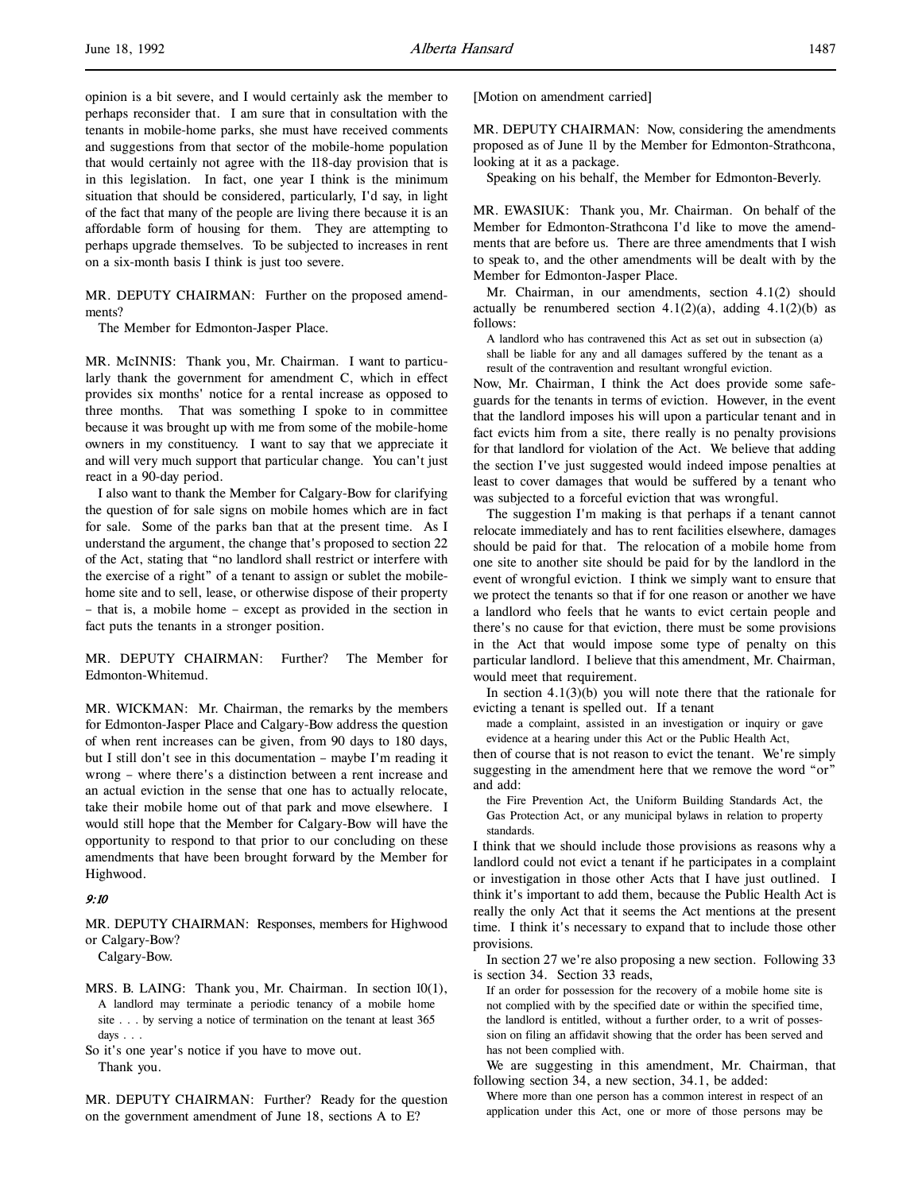opinion is a bit severe, and I would certainly ask the member to perhaps reconsider that. I am sure that in consultation with the tenants in mobile-home parks, she must have received comments and suggestions from that sector of the mobile-home population that would certainly not agree with the 118-day provision that is in this legislation. In fact, one year I think is the minimum situation that should be considered, particularly, I'd say, in light of the fact that many of the people are living there because it is an affordable form of housing for them. They are attempting to perhaps upgrade themselves. To be subjected to increases in rent on a six-month basis I think is just too severe.

MR. DEPUTY CHAIRMAN: Further on the proposed amendments?

The Member for Edmonton-Jasper Place.

MR. McINNIS: Thank you, Mr. Chairman. I want to particularly thank the government for amendment C, which in effect provides six months' notice for a rental increase as opposed to three months. That was something I spoke to in committee because it was brought up with me from some of the mobile-home owners in my constituency. I want to say that we appreciate it and will very much support that particular change. You can't just react in a 90-day period.

I also want to thank the Member for Calgary-Bow for clarifying the question of for sale signs on mobile homes which are in fact for sale. Some of the parks ban that at the present time. As I understand the argument, the change that's proposed to section 22 of the Act, stating that "no landlord shall restrict or interfere with the exercise of a right" of a tenant to assign or sublet the mobile-home site and to sell, lease, or otherwise dispose of their property – that is, a mobile home – except as provided in the section in fact puts the tenants in a stronger position.

MR. DEPUTY CHAIRMAN: Further? The Member for Edmonton-Whitemud.

MR. WICKMAN: Mr. Chairman, the remarks by the members for Edmonton-Jasper Place and Calgary-Bow address the question of when rent increases can be given, from 90 days to 180 days, but I still don't see in this documentation – maybe I'm reading it wrong – where there's a distinction between a rent increase and an actual eviction in the sense that one has to actually relocate, take their mobile home out of that park and move elsewhere. I would still hope that the Member for Calgary-Bow will have the opportunity to respond to that prior to our concluding on these amendments that have been brought forward by the Member for Highwood.

*9:10*

MR. DEPUTY CHAIRMAN: Responses, members for Highwood or Calgary-Bow?

Calgary-Bow.

MRS. B. LAING: Thank you, Mr. Chairman. In section 10(1),

> A landlord may terminate a periodic tenancy of a mobile home site . . . by serving a notice of termination on the tenant at least 365 days . . .

So it's one year's notice if you have to move out.

Thank you.

MR. DEPUTY CHAIRMAN: Further? Ready for the question on the government amendment of June 18, sections A to E?

[Motion on amendment carried]

MR. DEPUTY CHAIRMAN: Now, considering the amendments proposed as of June 11 by the Member for Edmonton-Strathcona, looking at it as a package.

Speaking on his behalf, the Member for Edmonton-Beverly.

MR. EWASIUK: Thank you, Mr. Chairman. On behalf of the Member for Edmonton-Strathcona I'd like to move the amendments that are before us. There are three amendments that I wish to speak to, and the other amendments will be dealt with by the Member for Edmonton-Jasper Place.

Mr. Chairman, in our amendments, section 4.1(2) should actually be renumbered section 4.1(2)(a), adding 4.1(2)(b) as follows:

> A landlord who has contravened this Act as set out in subsection (a) shall be liable for any and all damages suffered by the tenant as a result of the contravention and resultant wrongful eviction.

Now, Mr. Chairman, I think the Act does provide some safeguards for the tenants in terms of eviction. However, in the event that the landlord imposes his will upon a particular tenant and in fact evicts him from a site, there really is no penalty provisions for that landlord for violation of the Act. We believe that adding the section I've just suggested would indeed impose penalties at least to cover damages that would be suffered by a tenant who was subjected to a forceful eviction that was wrongful.

The suggestion I'm making is that perhaps if a tenant cannot relocate immediately and has to rent facilities elsewhere, damages should be paid for that. The relocation of a mobile home from one site to another site should be paid for by the landlord in the event of wrongful eviction. I think we simply want to ensure that we protect the tenants so that if for one reason or another we have a landlord who feels that he wants to evict certain people and there's no cause for that eviction, there must be some provisions in the Act that would impose some type of penalty on this particular landlord. I believe that this amendment, Mr. Chairman, would meet that requirement.

In section 4.1(3)(b) you will note there that the rationale for evicting a tenant is spelled out. If a tenant

> made a complaint, assisted in an investigation or inquiry or gave evidence at a hearing under this Act or the Public Health Act,

then of course that is not reason to evict the tenant. We're simply suggesting in the amendment here that we remove the word "or" and add:

> the Fire Prevention Act, the Uniform Building Standards Act, the Gas Protection Act, or any municipal bylaws in relation to property standards.

I think that we should include those provisions as reasons why a landlord could not evict a tenant if he participates in a complaint or investigation in those other Acts that I have just outlined. I think it's important to add them, because the Public Health Act is really the only Act that it seems the Act mentions at the present time. I think it's necessary to expand that to include those other provisions.

In section 27 we're also proposing a new section. Following 33 is section 34. Section 33 reads,

> If an order for possession for the recovery of a mobile home site is not complied with by the specified date or within the specified time, the landlord is entitled, without a further order, to a writ of possession on filing an affidavit showing that the order has been served and has not been complied with.

We are suggesting in this amendment, Mr. Chairman, that following section 34, a new section, 34.1, be added:

> Where more than one person has a common interest in respect of an application under this Act, one or more of those persons may be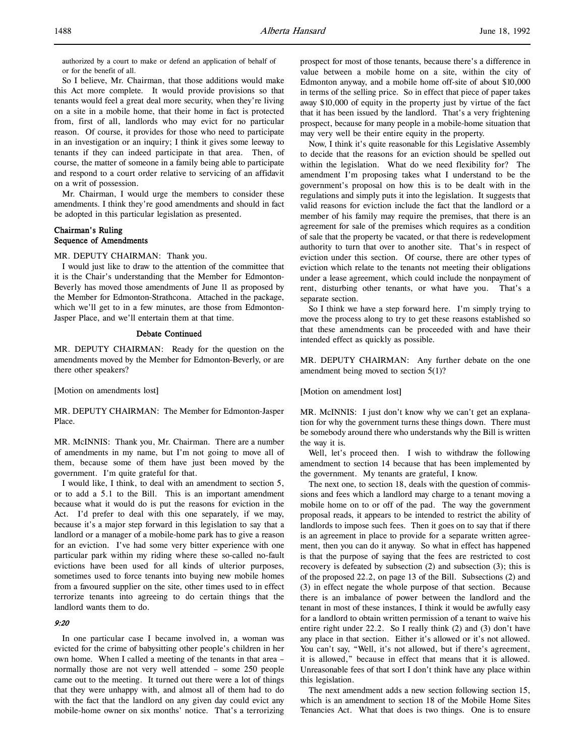authorized by a court to make or defend an application of behalf of or for the benefit of all.

So I believe, Mr. Chairman, that those additions would make this Act more complete. It would provide provisions so that tenants would feel a great deal more security, when they're living on a site in a mobile home, that their home in fact is protected from, first of all, landlords who may evict for no particular reason. Of course, it provides for those who need to participate in an investigation or an inquiry; I think it gives some leeway to tenants if they can indeed participate in that area. Then, of course, the matter of someone in a family being able to participate and respond to a court order relative to servicing of an affidavit on a writ of possession.

Mr. Chairman, I would urge the members to consider these amendments. I think they're good amendments and should in fact be adopted in this particular legislation as presented.

### Chairman's Ruling
### Sequence of Amendments

MR. DEPUTY CHAIRMAN: Thank you.

I would just like to draw to the attention of the committee that it is the Chair's understanding that the Member for Edmonton-Beverly has moved those amendments of June 11 as proposed by the Member for Edmonton-Strathcona. Attached in the package, which we'll get to in a few minutes, are those from Edmonton-Jasper Place, and we'll entertain them at that time.

### Debate Continued

MR. DEPUTY CHAIRMAN: Ready for the question on the amendments moved by the Member for Edmonton-Beverly, or are there other speakers?

[Motion on amendments lost]

MR. DEPUTY CHAIRMAN: The Member for Edmonton-Jasper Place.

MR. McINNIS: Thank you, Mr. Chairman. There are a number of amendments in my name, but I'm not going to move all of them, because some of them have just been moved by the government. I'm quite grateful for that.

I would like, I think, to deal with an amendment to section 5, or to add a 5.1 to the Bill. This is an important amendment because what it would do is put the reasons for eviction in the Act. I'd prefer to deal with this one separately, if we may, because it's a major step forward in this legislation to say that a landlord or a manager of a mobile-home park has to give a reason for an eviction. I've had some very bitter experience with one particular park within my riding where these so-called no-fault evictions have been used for all kinds of ulterior purposes, sometimes used to force tenants into buying new mobile homes from a favoured supplier on the site, other times used to in effect terrorize tenants into agreeing to do certain things that the landlord wants them to do.

*9:20*

In one particular case I became involved in, a woman was evicted for the crime of babysitting other people's children in her own home. When I called a meeting of the tenants in that area – normally those are not very well attended – some 250 people came out to the meeting. It turned out there were a lot of things that they were unhappy with, and almost all of them had to do with the fact that the landlord on any given day could evict any mobile-home owner on six months' notice. That's a terrorizing prospect for most of those tenants, because there's a difference in value between a mobile home on a site, within the city of Edmonton anyway, and a mobile home off-site of about $10,000 in terms of the selling price. So in effect that piece of paper takes away $10,000 of equity in the property just by virtue of the fact that it has been issued by the landlord. That's a very frightening prospect, because for many people in a mobile-home situation that may very well be their entire equity in the property.

Now, I think it's quite reasonable for this Legislative Assembly to decide that the reasons for an eviction should be spelled out within the legislation. What do we need flexibility for? The amendment I'm proposing takes what I understand to be the government's proposal on how this is to be dealt with in the regulations and simply puts it into the legislation. It suggests that valid reasons for eviction include the fact that the landlord or a member of his family may require the premises, that there is an agreement for sale of the premises which requires as a condition of sale that the property be vacated, or that there is redevelopment authority to turn that over to another site. That's in respect of eviction under this section. Of course, there are other types of eviction which relate to the tenants not meeting their obligations under a lease agreement, which could include the nonpayment of rent, disturbing other tenants, or what have you. That's a separate section.

So I think we have a step forward here. I'm simply trying to move the process along to try to get these reasons established so that these amendments can be proceeded with and have their intended effect as quickly as possible.

MR. DEPUTY CHAIRMAN: Any further debate on the one amendment being moved to section 5(1)?

[Motion on amendment lost]

MR. McINNIS: I just don't know why we can't get an explanation for why the government turns these things down. There must be somebody around there who understands why the Bill is written the way it is.

Well, let's proceed then. I wish to withdraw the following amendment to section 14 because that has been implemented by the government. My tenants are grateful, I know.

The next one, to section 18, deals with the question of commissions and fees which a landlord may charge to a tenant moving a mobile home on to or off of the pad. The way the government proposal reads, it appears to be intended to restrict the ability of landlords to impose such fees. Then it goes on to say that if there is an agreement in place to provide for a separate written agreement, then you can do it anyway. So what in effect has happened is that the purpose of saying that the fees are restricted to cost recovery is defeated by subsection (2) and subsection (3); this is of the proposed 22.2, on page 13 of the Bill. Subsections (2) and (3) in effect negate the whole purpose of that section. Because there is an imbalance of power between the landlord and the tenant in most of these instances, I think it would be awfully easy for a landlord to obtain written permission of a tenant to waive his entire right under 22.2. So I really think (2) and (3) don't have any place in that section. Either it's allowed or it's not allowed. You can't say, "Well, it's not allowed, but if there's agreement, it is allowed," because in effect that means that it is allowed. Unreasonable fees of that sort I don't think have any place within this legislation.

The next amendment adds a new section following section 15, which is an amendment to section 18 of the Mobile Home Sites Tenancies Act. What that does is two things. One is to ensure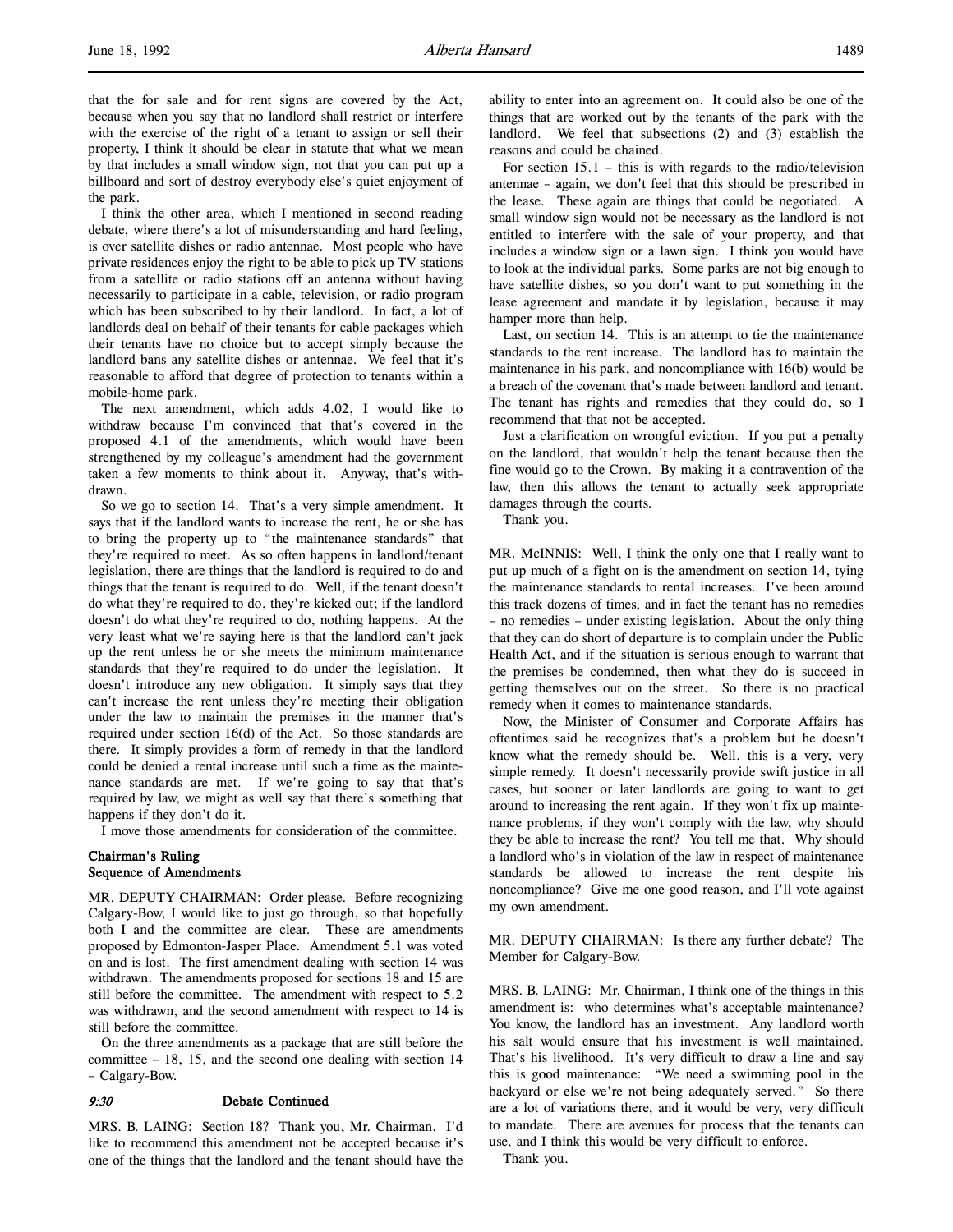that the for sale and for rent signs are covered by the Act, because when you say that no landlord shall restrict or interfere with the exercise of the right of a tenant to assign or sell their property, I think it should be clear in statute that what we mean by that includes a small window sign, not that you can put up a billboard and sort of destroy everybody else's quiet enjoyment of the park.

I think the other area, which I mentioned in second reading debate, where there's a lot of misunderstanding and hard feeling, is over satellite dishes or radio antennae. Most people who have private residences enjoy the right to be able to pick up TV stations from a satellite or radio stations off an antenna without having necessarily to participate in a cable, television, or radio program which has been subscribed to by their landlord. In fact, a lot of landlords deal on behalf of their tenants for cable packages which their tenants have no choice but to accept simply because the landlord bans any satellite dishes or antennae. We feel that it's reasonable to afford that degree of protection to tenants within a mobile-home park.

The next amendment, which adds 4.02, I would like to withdraw because I'm convinced that that's covered in the proposed 4.1 of the amendments, which would have been strengthened by my colleague's amendment had the government taken a few moments to think about it. Anyway, that's withdrawn.

So we go to section 14. That's a very simple amendment. It says that if the landlord wants to increase the rent, he or she has to bring the property up to "the maintenance standards" that they're required to meet. As so often happens in landlord/tenant legislation, there are things that the landlord is required to do and things that the tenant is required to do. Well, if the tenant doesn't do what they're required to do, they're kicked out; if the landlord doesn't do what they're required to do, nothing happens. At the very least what we're saying here is that the landlord can't jack up the rent unless he or she meets the minimum maintenance standards that they're required to do under the legislation. It doesn't introduce any new obligation. It simply says that they can't increase the rent unless they're meeting their obligation under the law to maintain the premises in the manner that's required under section 16(d) of the Act. So those standards are there. It simply provides a form of remedy in that the landlord could be denied a rental increase until such a time as the maintenance standards are met. If we're going to say that that's required by law, we might as well say that there's something that happens if they don't do it.

I move those amendments for consideration of the committee.

### Chairman's Ruling
### Sequence of Amendments

MR. DEPUTY CHAIRMAN: Order please. Before recognizing Calgary-Bow, I would like to just go through, so that hopefully both I and the committee are clear. These are amendments proposed by Edmonton-Jasper Place. Amendment 5.1 was voted on and is lost. The first amendment dealing with section 14 was withdrawn. The amendments proposed for sections 18 and 15 are still before the committee. The amendment with respect to 5.2 was withdrawn, and the second amendment with respect to 14 is still before the committee.

On the three amendments as a package that are still before the committee – 18, 15, and the second one dealing with section 14 – Calgary-Bow.

### *9:30* Debate Continued

MRS. B. LAING: Section 18? Thank you, Mr. Chairman. I'd like to recommend this amendment not be accepted because it's one of the things that the landlord and the tenant should have the ability to enter into an agreement on. It could also be one of the things that are worked out by the tenants of the park with the landlord. We feel that subsections (2) and (3) establish the reasons and could be chained.

For section 15.1 – this is with regards to the radio/television antennae – again, we don't feel that this should be prescribed in the lease. These again are things that could be negotiated. A small window sign would not be necessary as the landlord is not entitled to interfere with the sale of your property, and that includes a window sign or a lawn sign. I think you would have to look at the individual parks. Some parks are not big enough to have satellite dishes, so you don't want to put something in the lease agreement and mandate it by legislation, because it may hamper more than help.

Last, on section 14. This is an attempt to tie the maintenance standards to the rent increase. The landlord has to maintain the maintenance in his park, and noncompliance with 16(b) would be a breach of the covenant that's made between landlord and tenant. The tenant has rights and remedies that they could do, so I recommend that that not be accepted.

Just a clarification on wrongful eviction. If you put a penalty on the landlord, that wouldn't help the tenant because then the fine would go to the Crown. By making it a contravention of the law, then this allows the tenant to actually seek appropriate damages through the courts.

Thank you.

MR. McINNIS: Well, I think the only one that I really want to put up much of a fight on is the amendment on section 14, tying the maintenance standards to rental increases. I've been around this track dozens of times, and in fact the tenant has no remedies – no remedies – under existing legislation. About the only thing that they can do short of departure is to complain under the Public Health Act, and if the situation is serious enough to warrant that the premises be condemned, then what they do is succeed in getting themselves out on the street. So there is no practical remedy when it comes to maintenance standards.

Now, the Minister of Consumer and Corporate Affairs has oftentimes said he recognizes that's a problem but he doesn't know what the remedy should be. Well, this is a very, very simple remedy. It doesn't necessarily provide swift justice in all cases, but sooner or later landlords are going to want to get around to increasing the rent again. If they won't fix up maintenance problems, if they won't comply with the law, why should they be able to increase the rent? You tell me that. Why should a landlord who's in violation of the law in respect of maintenance standards be allowed to increase the rent despite his noncompliance? Give me one good reason, and I'll vote against my own amendment.

MR. DEPUTY CHAIRMAN: Is there any further debate? The Member for Calgary-Bow.

MRS. B. LAING: Mr. Chairman, I think one of the things in this amendment is: who determines what's acceptable maintenance? You know, the landlord has an investment. Any landlord worth his salt would ensure that his investment is well maintained. That's his livelihood. It's very difficult to draw a line and say this is good maintenance: "We need a swimming pool in the backyard or else we're not being adequately served." So there are a lot of variations there, and it would be very, very difficult to mandate. There are avenues for process that the tenants can use, and I think this would be very difficult to enforce.

Thank you.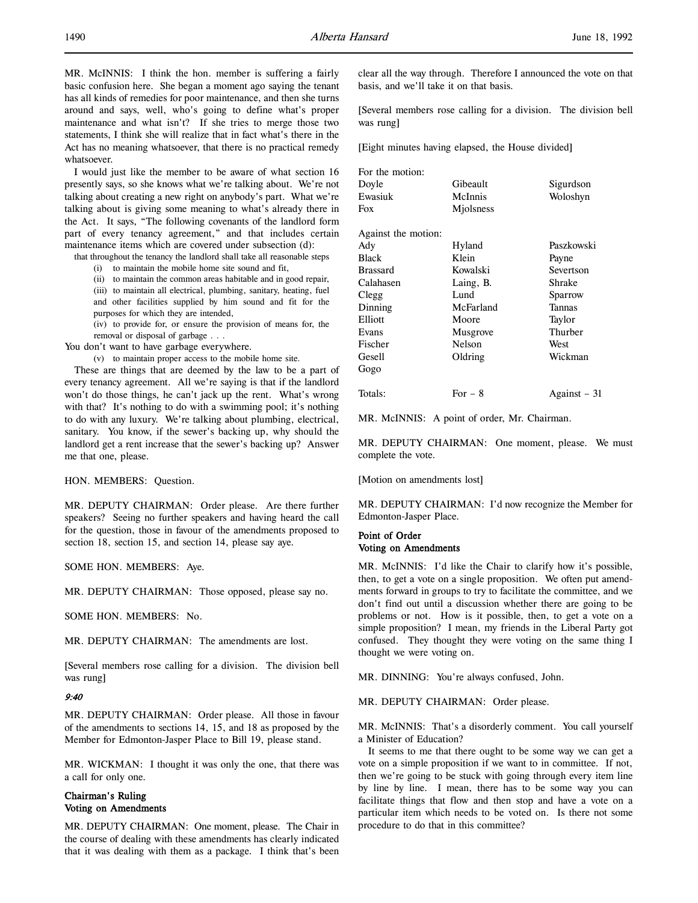MR. McINNIS: I think the hon. member is suffering a fairly basic confusion here. She began a moment ago saying the tenant has all kinds of remedies for poor maintenance, and then she turns around and says, well, who's going to define what's proper maintenance and what isn't? If she tries to merge those two statements, I think she will realize that in fact what's there in the Act has no meaning whatsoever, that there is no practical remedy whatsoever.

I would just like the member to be aware of what section 16 presently says, so she knows what we're talking about. We're not talking about creating a new right on anybody's part. What we're talking about is giving some meaning to what's already there in the Act. It says, "The following covenants of the landlord form part of every tenancy agreement," and that includes certain maintenance items which are covered under subsection (d):

> that throughout the tenancy the landlord shall take all reasonable steps
> (i) to maintain the mobile home site sound and fit,
> (ii) to maintain the common areas habitable and in good repair,
> (iii) to maintain all electrical, plumbing, sanitary, heating, fuel and other facilities supplied by him sound and fit for the purposes for which they are intended,
> (iv) to provide for, or ensure the provision of means for, the removal or disposal of garbage . . .

You don't want to have garbage everywhere.

> (v) to maintain proper access to the mobile home site.

These are things that are deemed by the law to be a part of every tenancy agreement. All we're saying is that if the landlord won't do those things, he can't jack up the rent. What's wrong with that? It's nothing to do with a swimming pool; it's nothing to do with any luxury. We're talking about plumbing, electrical, sanitary. You know, if the sewer's backing up, why should the landlord get a rent increase that the sewer's backing up? Answer me that one, please.

HON. MEMBERS: Question.

MR. DEPUTY CHAIRMAN: Order please. Are there further speakers? Seeing no further speakers and having heard the call for the question, those in favour of the amendments proposed to section 18, section 15, and section 14, please say aye.

SOME HON. MEMBERS: Aye.

MR. DEPUTY CHAIRMAN: Those opposed, please say no.

SOME HON. MEMBERS: No.

MR. DEPUTY CHAIRMAN: The amendments are lost.

[Several members rose calling for a division. The division bell was rung]

*9:40*

MR. DEPUTY CHAIRMAN: Order please. All those in favour of the amendments to sections 14, 15, and 18 as proposed by the Member for Edmonton-Jasper Place to Bill 19, please stand.

MR. WICKMAN: I thought it was only the one, that there was a call for only one.

**Chairman's Ruling**
**Voting on Amendments**

MR. DEPUTY CHAIRMAN: One moment, please. The Chair in the course of dealing with these amendments has clearly indicated that it was dealing with them as a package. I think that's been clear all the way through. Therefore I announced the vote on that basis, and we'll take it on that basis.

[Several members rose calling for a division. The division bell was rung]

[Eight minutes having elapsed, the House divided]

For the motion:

| | | |
|---|---|---|
| Doyle | Gibeault | Sigurdson |
| Ewasiuk | McInnis | Woloshyn |
| Fox | Mjolsness | |

Against the motion:

| | | |
|---|---|---|
| Ady | Hyland | Paszkowski |
| Black | Klein | Payne |
| Brassard | Kowalski | Severtson |
| Calahasen | Laing, B. | Shrake |
| Clegg | Lund | Sparrow |
| Dinning | McFarland | Tannas |
| Elliott | Moore | Taylor |
| Evans | Musgrove | Thurber |
| Fischer | Nelson | West |
| Gesell | Oldring | Wickman |
| Gogo | | |

| | | |
|---|---|---|
| Totals: | For – 8 | Against – 31 |

MR. McINNIS: A point of order, Mr. Chairman.

MR. DEPUTY CHAIRMAN: One moment, please. We must complete the vote.

[Motion on amendments lost]

MR. DEPUTY CHAIRMAN: I'd now recognize the Member for Edmonton-Jasper Place.

**Point of Order**
**Voting on Amendments**

MR. McINNIS: I'd like the Chair to clarify how it's possible, then, to get a vote on a single proposition. We often put amendments forward in groups to try to facilitate the committee, and we don't find out until a discussion whether there are going to be problems or not. How is it possible, then, to get a vote on a simple proposition? I mean, my friends in the Liberal Party got confused. They thought they were voting on the same thing I thought we were voting on.

MR. DINNING: You're always confused, John.

MR. DEPUTY CHAIRMAN: Order please.

MR. McINNIS: That's a disorderly comment. You call yourself a Minister of Education?

It seems to me that there ought to be some way we can get a vote on a simple proposition if we want to in committee. If not, then we're going to be stuck with going through every item line by line by line. I mean, there has to be some way you can facilitate things that flow and then stop and have a vote on a particular item which needs to be voted on. Is there not some procedure to do that in this committee?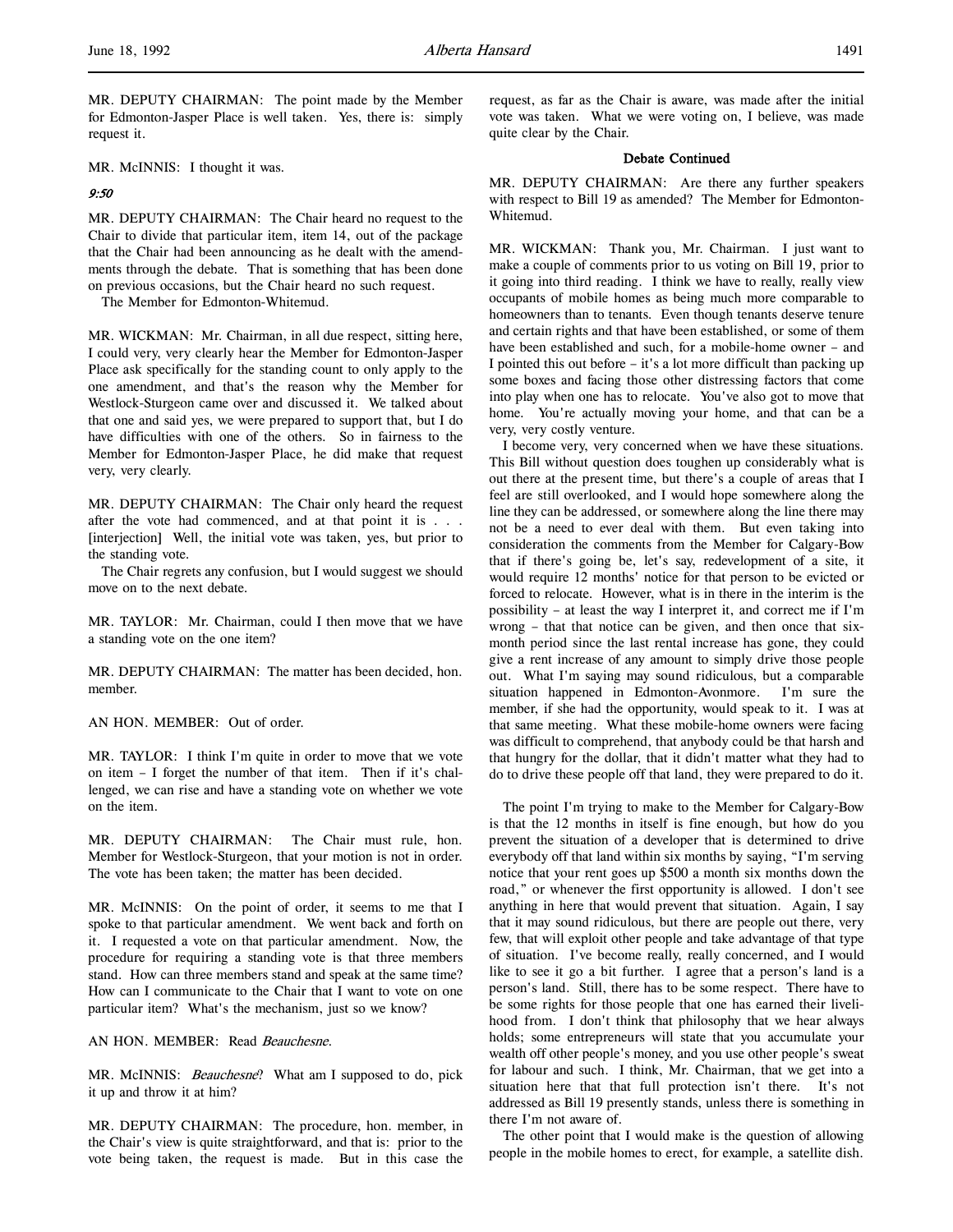MR. DEPUTY CHAIRMAN: The point made by the Member for Edmonton-Jasper Place is well taken. Yes, there is: simply request it.

MR. McINNIS: I thought it was.

*9:50*

MR. DEPUTY CHAIRMAN: The Chair heard no request to the Chair to divide that particular item, item 14, out of the package that the Chair had been announcing as he dealt with the amendments through the debate. That is something that has been done on previous occasions, but the Chair heard no such request.

The Member for Edmonton-Whitemud.

MR. WICKMAN: Mr. Chairman, in all due respect, sitting here, I could very, very clearly hear the Member for Edmonton-Jasper Place ask specifically for the standing count to only apply to the one amendment, and that's the reason why the Member for Westlock-Sturgeon came over and discussed it. We talked about that one and said yes, we were prepared to support that, but I do have difficulties with one of the others. So in fairness to the Member for Edmonton-Jasper Place, he did make that request very, very clearly.

MR. DEPUTY CHAIRMAN: The Chair only heard the request after the vote had commenced, and at that point it is . . . [interjection] Well, the initial vote was taken, yes, but prior to the standing vote.

The Chair regrets any confusion, but I would suggest we should move on to the next debate.

MR. TAYLOR: Mr. Chairman, could I then move that we have a standing vote on the one item?

MR. DEPUTY CHAIRMAN: The matter has been decided, hon. member.

AN HON. MEMBER: Out of order.

MR. TAYLOR: I think I'm quite in order to move that we vote on item – I forget the number of that item. Then if it's challenged, we can rise and have a standing vote on whether we vote on the item.

MR. DEPUTY CHAIRMAN: The Chair must rule, hon. Member for Westlock-Sturgeon, that your motion is not in order. The vote has been taken; the matter has been decided.

MR. McINNIS: On the point of order, it seems to me that I spoke to that particular amendment. We went back and forth on it. I requested a vote on that particular amendment. Now, the procedure for requiring a standing vote is that three members stand. How can three members stand and speak at the same time? How can I communicate to the Chair that I want to vote on one particular item? What's the mechanism, just so we know?

AN HON. MEMBER: Read *Beauchesne*.

MR. McINNIS: *Beauchesne*? What am I supposed to do, pick it up and throw it at him?

MR. DEPUTY CHAIRMAN: The procedure, hon. member, in the Chair's view is quite straightforward, and that is: prior to the vote being taken, the request is made. But in this case the request, as far as the Chair is aware, was made after the initial vote was taken. What we were voting on, I believe, was made quite clear by the Chair.

### Debate Continued

MR. DEPUTY CHAIRMAN: Are there any further speakers with respect to Bill 19 as amended? The Member for Edmonton-Whitemud.

MR. WICKMAN: Thank you, Mr. Chairman. I just want to make a couple of comments prior to us voting on Bill 19, prior to it going into third reading. I think we have to really, really view occupants of mobile homes as being much more comparable to homeowners than to tenants. Even though tenants deserve tenure and certain rights and that have been established, or some of them have been established and such, for a mobile-home owner – and I pointed this out before – it's a lot more difficult than packing up some boxes and facing those other distressing factors that come into play when one has to relocate. You've also got to move that home. You're actually moving your home, and that can be a very, very costly venture.

I become very, very concerned when we have these situations. This Bill without question does toughen up considerably what is out there at the present time, but there's a couple of areas that I feel are still overlooked, and I would hope somewhere along the line they can be addressed, or somewhere along the line there may not be a need to ever deal with them. But even taking into consideration the comments from the Member for Calgary-Bow that if there's going be, let's say, redevelopment of a site, it would require 12 months' notice for that person to be evicted or forced to relocate. However, what is in there in the interim is the possibility – at least the way I interpret it, and correct me if I'm wrong – that that notice can be given, and then once that six-month period since the last rental increase has gone, they could give a rent increase of any amount to simply drive those people out. What I'm saying may sound ridiculous, but a comparable situation happened in Edmonton-Avonmore. I'm sure the member, if she had the opportunity, would speak to it. I was at that same meeting. What these mobile-home owners were facing was difficult to comprehend, that anybody could be that harsh and that hungry for the dollar, that it didn't matter what they had to do to drive these people off that land, they were prepared to do it.

The point I'm trying to make to the Member for Calgary-Bow is that the 12 months in itself is fine enough, but how do you prevent the situation of a developer that is determined to drive everybody off that land within six months by saying, "I'm serving notice that your rent goes up $500 a month six months down the road," or whenever the first opportunity is allowed. I don't see anything in here that would prevent that situation. Again, I say that it may sound ridiculous, but there are people out there, very few, that will exploit other people and take advantage of that type of situation. I've become really, really concerned, and I would like to see it go a bit further. I agree that a person's land is a person's land. Still, there has to be some respect. There have to be some rights for those people that one has earned their livelihood from. I don't think that philosophy that we hear always holds; some entrepreneurs will state that you accumulate your wealth off other people's money, and you use other people's sweat for labour and such. I think, Mr. Chairman, that we get into a situation here that that full protection isn't there. It's not addressed as Bill 19 presently stands, unless there is something in there I'm not aware of.

The other point that I would make is the question of allowing people in the mobile homes to erect, for example, a satellite dish.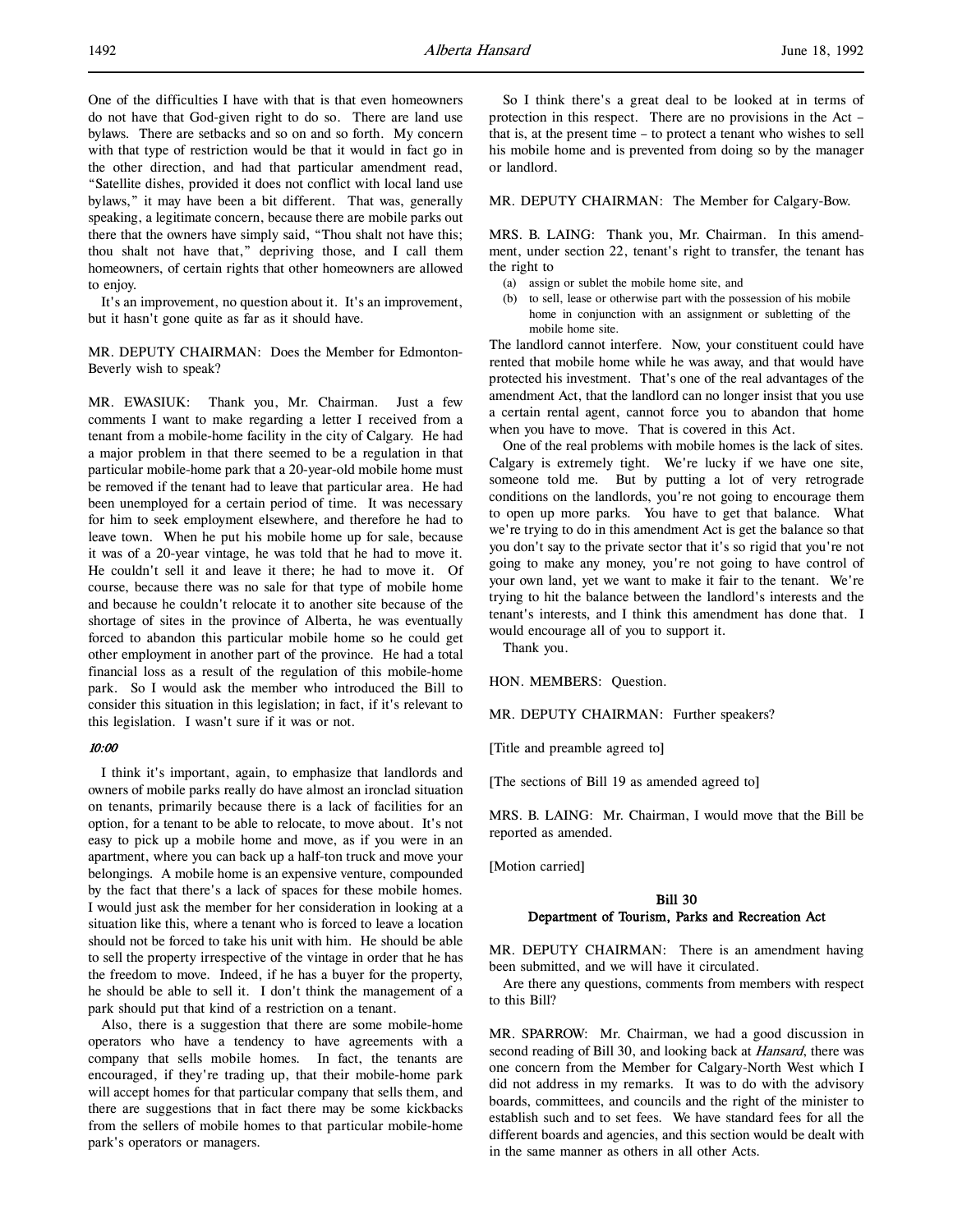One of the difficulties I have with that is that even homeowners do not have that God-given right to do so. There are land use bylaws. There are setbacks and so on and so forth. My concern with that type of restriction would be that it would in fact go in the other direction, and had that particular amendment read, "Satellite dishes, provided it does not conflict with local land use bylaws," it may have been a bit different. That was, generally speaking, a legitimate concern, because there are mobile parks out there that the owners have simply said, "Thou shalt not have this; thou shalt not have that," depriving those, and I call them homeowners, of certain rights that other homeowners are allowed to enjoy.

It's an improvement, no question about it. It's an improvement, but it hasn't gone quite as far as it should have.

MR. DEPUTY CHAIRMAN: Does the Member for Edmonton-Beverly wish to speak?

MR. EWASIUK: Thank you, Mr. Chairman. Just a few comments I want to make regarding a letter I received from a tenant from a mobile-home facility in the city of Calgary. He had a major problem in that there seemed to be a regulation in that particular mobile-home park that a 20-year-old mobile home must be removed if the tenant had to leave that particular area. He had been unemployed for a certain period of time. It was necessary for him to seek employment elsewhere, and therefore he had to leave town. When he put his mobile home up for sale, because it was of a 20-year vintage, he was told that he had to move it. He couldn't sell it and leave it there; he had to move it. Of course, because there was no sale for that type of mobile home and because he couldn't relocate it to another site because of the shortage of sites in the province of Alberta, he was eventually forced to abandon this particular mobile home so he could get other employment in another part of the province. He had a total financial loss as a result of the regulation of this mobile-home park. So I would ask the member who introduced the Bill to consider this situation in this legislation; in fact, if it's relevant to this legislation. I wasn't sure if it was or not.

*10:00*

I think it's important, again, to emphasize that landlords and owners of mobile parks really do have almost an ironclad situation on tenants, primarily because there is a lack of facilities for an option, for a tenant to be able to relocate, to move about. It's not easy to pick up a mobile home and move, as if you were in an apartment, where you can back up a half-ton truck and move your belongings. A mobile home is an expensive venture, compounded by the fact that there's a lack of spaces for these mobile homes. I would just ask the member for her consideration in looking at a situation like this, where a tenant who is forced to leave a location should not be forced to take his unit with him. He should be able to sell the property irrespective of the vintage in order that he has the freedom to move. Indeed, if he has a buyer for the property, he should be able to sell it. I don't think the management of a park should put that kind of a restriction on a tenant.

Also, there is a suggestion that there are some mobile-home operators who have a tendency to have agreements with a company that sells mobile homes. In fact, the tenants are encouraged, if they're trading up, that their mobile-home park will accept homes for that particular company that sells them, and there are suggestions that in fact there may be some kickbacks from the sellers of mobile homes to that particular mobile-home park's operators or managers.

So I think there's a great deal to be looked at in terms of protection in this respect. There are no provisions in the Act – that is, at the present time – to protect a tenant who wishes to sell his mobile home and is prevented from doing so by the manager or landlord.

MR. DEPUTY CHAIRMAN: The Member for Calgary-Bow.

MRS. B. LAING: Thank you, Mr. Chairman. In this amendment, under section 22, tenant's right to transfer, the tenant has the right to

(a) assign or sublet the mobile home site, and
(b) to sell, lease or otherwise part with the possession of his mobile home in conjunction with an assignment or subletting of the mobile home site.

The landlord cannot interfere. Now, your constituent could have rented that mobile home while he was away, and that would have protected his investment. That's one of the real advantages of the amendment Act, that the landlord can no longer insist that you use a certain rental agent, cannot force you to abandon that home when you have to move. That is covered in this Act.

One of the real problems with mobile homes is the lack of sites. Calgary is extremely tight. We're lucky if we have one site, someone told me. But by putting a lot of very retrograde conditions on the landlords, you're not going to encourage them to open up more parks. You have to get that balance. What we're trying to do in this amendment Act is get the balance so that you don't say to the private sector that it's so rigid that you're not going to make any money, you're not going to have control of your own land, yet we want to make it fair to the tenant. We're trying to hit the balance between the landlord's interests and the tenant's interests, and I think this amendment has done that. I would encourage all of you to support it.

Thank you.

HON. MEMBERS: Question.

MR. DEPUTY CHAIRMAN: Further speakers?

[Title and preamble agreed to]

[The sections of Bill 19 as amended agreed to]

MRS. B. LAING: Mr. Chairman, I would move that the Bill be reported as amended.

[Motion carried]

### Bill 30
### Department of Tourism, Parks and Recreation Act

MR. DEPUTY CHAIRMAN: There is an amendment having been submitted, and we will have it circulated.

Are there any questions, comments from members with respect to this Bill?

MR. SPARROW: Mr. Chairman, we had a good discussion in second reading of Bill 30, and looking back at *Hansard*, there was one concern from the Member for Calgary-North West which I did not address in my remarks. It was to do with the advisory boards, committees, and councils and the right of the minister to establish such and to set fees. We have standard fees for all the different boards and agencies, and this section would be dealt with in the same manner as others in all other Acts.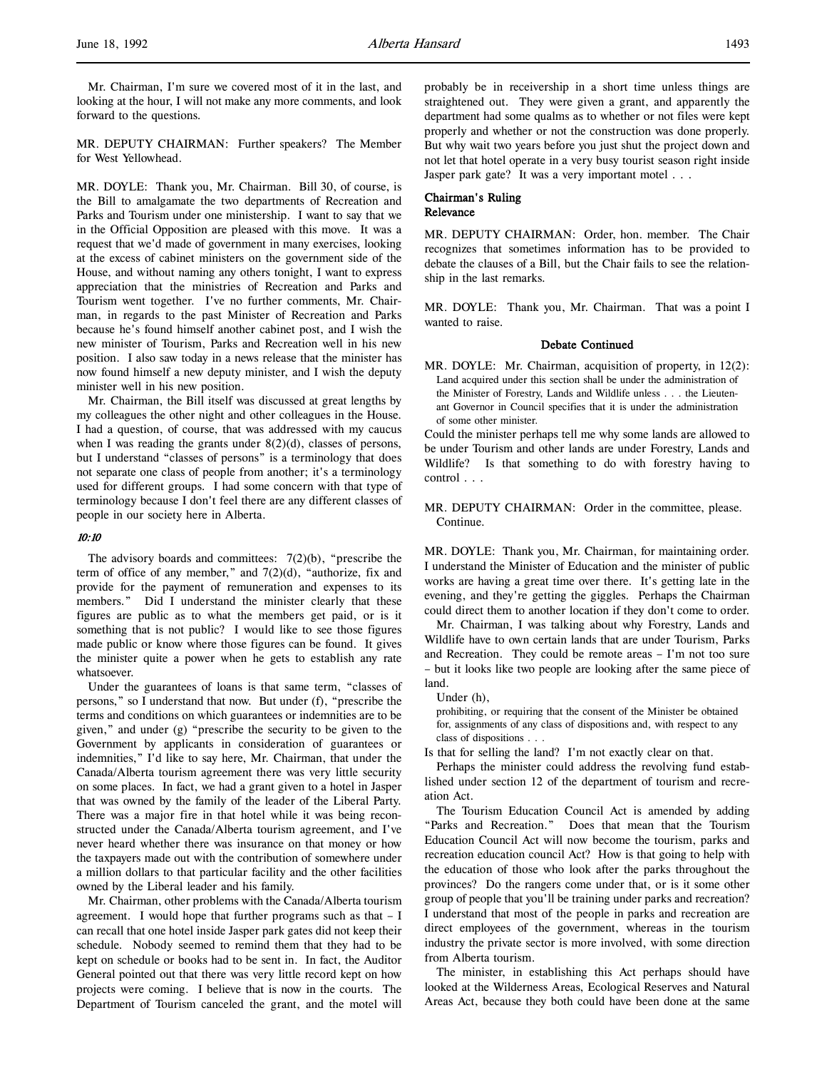Mr. Chairman, I'm sure we covered most of it in the last, and looking at the hour, I will not make any more comments, and look forward to the questions.

MR. DEPUTY CHAIRMAN: Further speakers? The Member for West Yellowhead.

MR. DOYLE: Thank you, Mr. Chairman. Bill 30, of course, is the Bill to amalgamate the two departments of Recreation and Parks and Tourism under one ministership. I want to say that we in the Official Opposition are pleased with this move. It was a request that we'd made of government in many exercises, looking at the excess of cabinet ministers on the government side of the House, and without naming any others tonight, I want to express appreciation that the ministries of Recreation and Parks and Tourism went together. I've no further comments, Mr. Chairman, in regards to the past Minister of Recreation and Parks because he's found himself another cabinet post, and I wish the new minister of Tourism, Parks and Recreation well in his new position. I also saw today in a news release that the minister has now found himself a new deputy minister, and I wish the deputy minister well in his new position.

Mr. Chairman, the Bill itself was discussed at great lengths by my colleagues the other night and other colleagues in the House. I had a question, of course, that was addressed with my caucus when I was reading the grants under 8(2)(d), classes of persons, but I understand "classes of persons" is a terminology that does not separate one class of people from another; it's a terminology used for different groups. I had some concern with that type of terminology because I don't feel there are any different classes of people in our society here in Alberta.

*10:10*

The advisory boards and committees: 7(2)(b), "prescribe the term of office of any member," and 7(2)(d), "authorize, fix and provide for the payment of remuneration and expenses to its members." Did I understand the minister clearly that these figures are public as to what the members get paid, or is it something that is not public? I would like to see those figures made public or know where those figures can be found. It gives the minister quite a power when he gets to establish any rate whatsoever.

Under the guarantees of loans is that same term, "classes of persons," so I understand that now. But under (f), "prescribe the terms and conditions on which guarantees or indemnities are to be given," and under (g) "prescribe the security to be given to the Government by applicants in consideration of guarantees or indemnities," I'd like to say here, Mr. Chairman, that under the Canada/Alberta tourism agreement there was very little security on some places. In fact, we had a grant given to a hotel in Jasper that was owned by the family of the leader of the Liberal Party. There was a major fire in that hotel while it was being reconstructed under the Canada/Alberta tourism agreement, and I've never heard whether there was insurance on that money or how the taxpayers made out with the contribution of somewhere under a million dollars to that particular facility and the other facilities owned by the Liberal leader and his family.

Mr. Chairman, other problems with the Canada/Alberta tourism agreement. I would hope that further programs such as that – I can recall that one hotel inside Jasper park gates did not keep their schedule. Nobody seemed to remind them that they had to be kept on schedule or books had to be sent in. In fact, the Auditor General pointed out that there was very little record kept on how projects were coming. I believe that is now in the courts. The Department of Tourism canceled the grant, and the motel will probably be in receivership in a short time unless things are straightened out. They were given a grant, and apparently the department had some qualms as to whether or not files were kept properly and whether or not the construction was done properly. But why wait two years before you just shut the project down and not let that hotel operate in a very busy tourist season right inside Jasper park gate? It was a very important motel . . .

## Chairman's Ruling
## Relevance

MR. DEPUTY CHAIRMAN: Order, hon. member. The Chair recognizes that sometimes information has to be provided to debate the clauses of a Bill, but the Chair fails to see the relationship in the last remarks.

MR. DOYLE: Thank you, Mr. Chairman. That was a point I wanted to raise.

## Debate Continued

MR. DOYLE: Mr. Chairman, acquisition of property, in 12(2):

> Land acquired under this section shall be under the administration of the Minister of Forestry, Lands and Wildlife unless . . . the Lieutenant Governor in Council specifies that it is under the administration of some other minister.

Could the minister perhaps tell me why some lands are allowed to be under Tourism and other lands are under Forestry, Lands and Wildlife? Is that something to do with forestry having to control . . .

MR. DEPUTY CHAIRMAN: Order in the committee, please. Continue.

MR. DOYLE: Thank you, Mr. Chairman, for maintaining order. I understand the Minister of Education and the minister of public works are having a great time over there. It's getting late in the evening, and they're getting the giggles. Perhaps the Chairman could direct them to another location if they don't come to order.

Mr. Chairman, I was talking about why Forestry, Lands and Wildlife have to own certain lands that are under Tourism, Parks and Recreation. They could be remote areas – I'm not too sure – but it looks like two people are looking after the same piece of land.

Under (h),

> prohibiting, or requiring that the consent of the Minister be obtained for, assignments of any class of dispositions and, with respect to any class of dispositions . . .

Is that for selling the land? I'm not exactly clear on that.

Perhaps the minister could address the revolving fund established under section 12 of the department of tourism and recreation Act.

The Tourism Education Council Act is amended by adding "Parks and Recreation." Does that mean that the Tourism Education Council Act will now become the tourism, parks and recreation education council Act? How is that going to help with the education of those who look after the parks throughout the provinces? Do the rangers come under that, or is it some other group of people that you'll be training under parks and recreation? I understand that most of the people in parks and recreation are direct employees of the government, whereas in the tourism industry the private sector is more involved, with some direction from Alberta tourism.

The minister, in establishing this Act perhaps should have looked at the Wilderness Areas, Ecological Reserves and Natural Areas Act, because they both could have been done at the same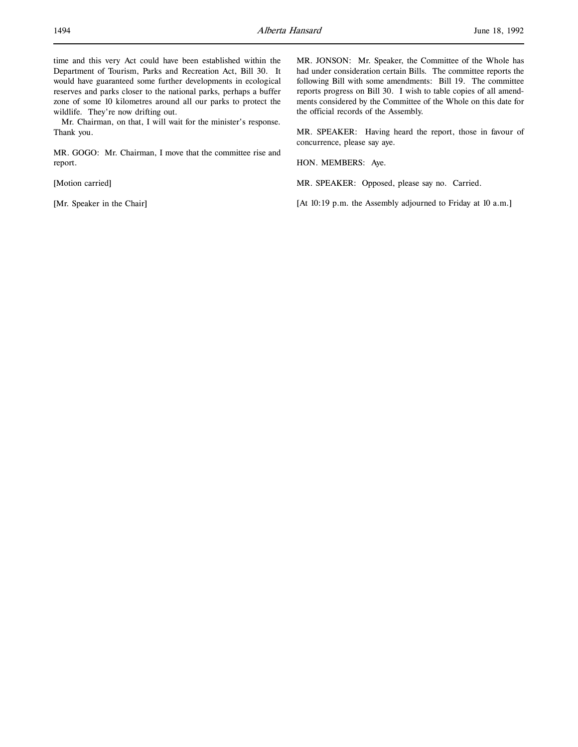time and this very Act could have been established within the Department of Tourism, Parks and Recreation Act, Bill 30. It would have guaranteed some further developments in ecological reserves and parks closer to the national parks, perhaps a buffer zone of some 10 kilometres around all our parks to protect the wildlife. They're now drifting out.

Mr. Chairman, on that, I will wait for the minister's response. Thank you.

MR. GOGO: Mr. Chairman, I move that the committee rise and report.

[Motion carried]

[Mr. Speaker in the Chair]

MR. JONSON: Mr. Speaker, the Committee of the Whole has had under consideration certain Bills. The committee reports the following Bill with some amendments: Bill 19. The committee reports progress on Bill 30. I wish to table copies of all amendments considered by the Committee of the Whole on this date for the official records of the Assembly.

MR. SPEAKER: Having heard the report, those in favour of concurrence, please say aye.

HON. MEMBERS: Aye.

MR. SPEAKER: Opposed, please say no. Carried.

[At 10:19 p.m. the Assembly adjourned to Friday at 10 a.m.]